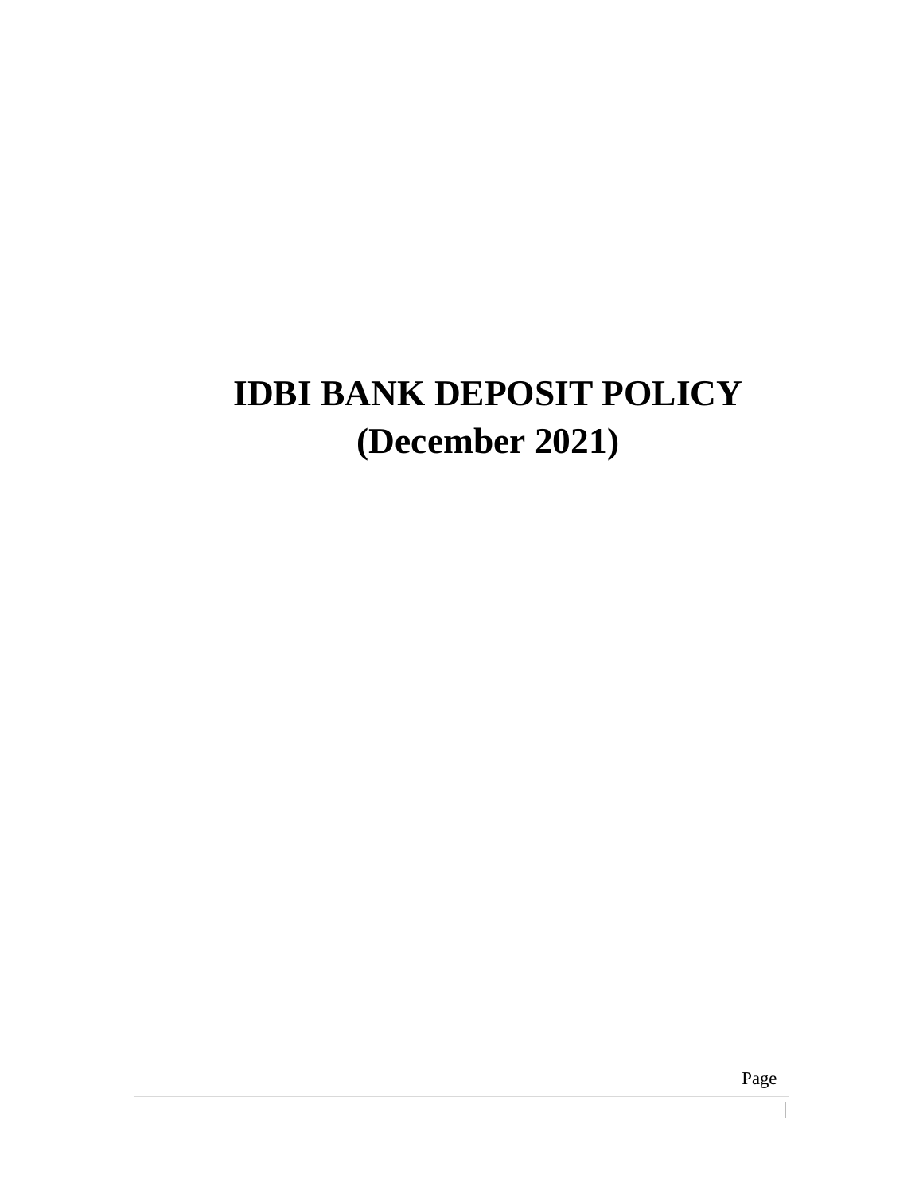# IDBI BANK DEPOSIT POLICY (December 2021)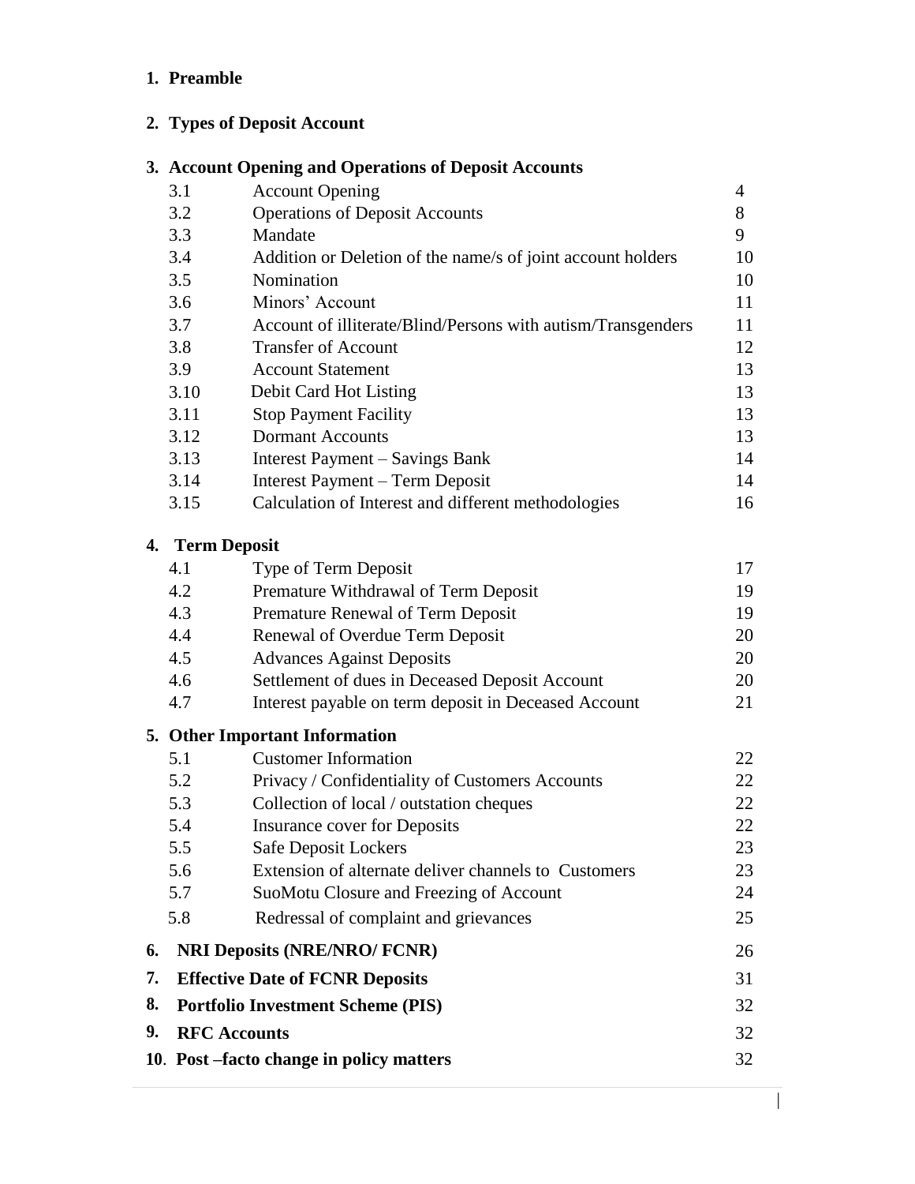**1. Preamble**

**2. Types of Deposit Account**

**3. Account Opening and Operations of Deposit Accounts**

| | | |
|---|---|---|
| 3.1 | Account Opening | 4 |
| 3.2 | Operations of Deposit Accounts | 8 |
| 3.3 | Mandate | 9 |
| 3.4 | Addition or Deletion of the name/s of joint account holders | 10 |
| 3.5 | Nomination | 10 |
| 3.6 | Minors' Account | 11 |
| 3.7 | Account of illiterate/Blind/Persons with autism/Transgenders | 11 |
| 3.8 | Transfer of Account | 12 |
| 3.9 | Account Statement | 13 |
| 3.10 | Debit Card Hot Listing | 13 |
| 3.11 | Stop Payment Facility | 13 |
| 3.12 | Dormant Accounts | 13 |
| 3.13 | Interest Payment – Savings Bank | 14 |
| 3.14 | Interest Payment – Term Deposit | 14 |
| 3.15 | Calculation of Interest and different methodologies | 16 |

**4. Term Deposit**

| | | |
|---|---|---|
| 4.1 | Type of Term Deposit | 17 |
| 4.2 | Premature Withdrawal of Term Deposit | 19 |
| 4.3 | Premature Renewal of Term Deposit | 19 |
| 4.4 | Renewal of Overdue Term Deposit | 20 |
| 4.5 | Advances Against Deposits | 20 |
| 4.6 | Settlement of dues in Deceased Deposit Account | 20 |
| 4.7 | Interest payable on term deposit in Deceased Account | 21 |

**5. Other Important Information**

| | | |
|---|---|---|
| 5.1 | Customer Information | 22 |
| 5.2 | Privacy / Confidentiality of Customers Accounts | 22 |
| 5.3 | Collection of local / outstation cheques | 22 |
| 5.4 | Insurance cover for Deposits | 22 |
| 5.5 | Safe Deposit Lockers | 23 |
| 5.6 | Extension of alternate deliver channels to Customers | 23 |
| 5.7 | SuoMotu Closure and Freezing of Account | 24 |
| 5.8 | Redressal of complaint and grievances | 25 |

| | |
|---|---|
| **6. NRI Deposits (NRE/NRO/ FCNR)** | 26 |
| **7. Effective Date of FCNR Deposits** | 31 |
| **8. Portfolio Investment Scheme (PIS)** | 32 |
| **9. RFC Accounts** | 32 |
| **10. Post –facto change in policy matters** | 32 |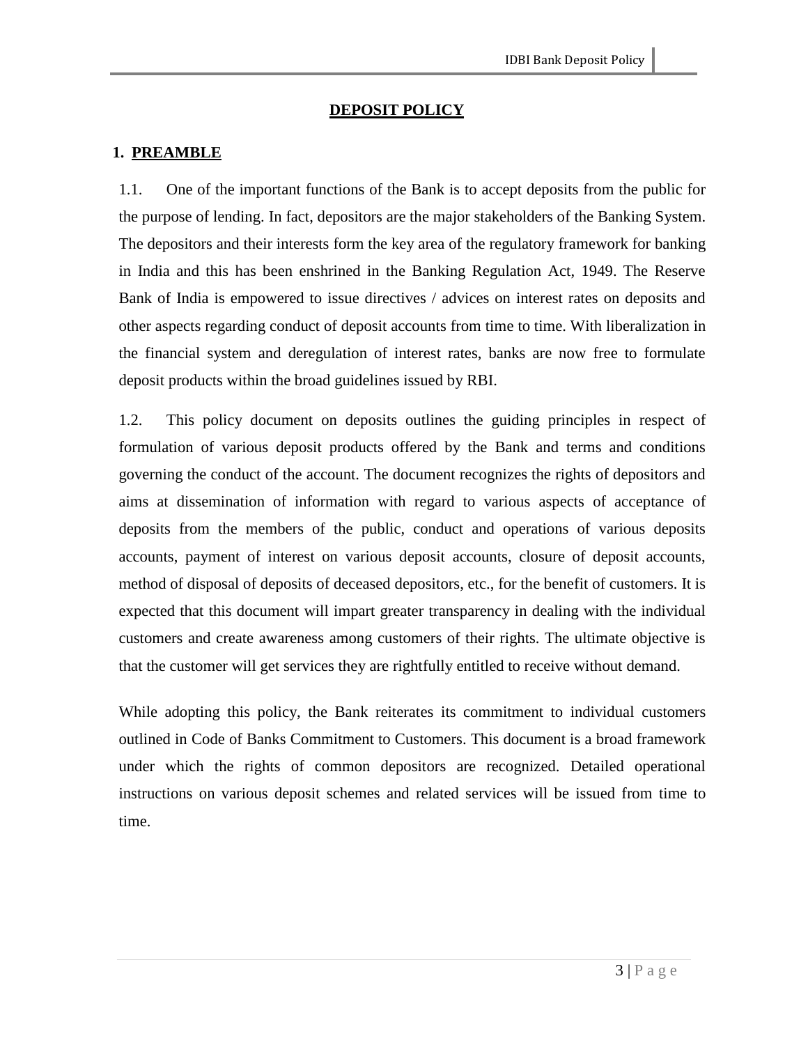# DEPOSIT POLICY

## 1. PREAMBLE

1.1. One of the important functions of the Bank is to accept deposits from the public for the purpose of lending. In fact, depositors are the major stakeholders of the Banking System. The depositors and their interests form the key area of the regulatory framework for banking in India and this has been enshrined in the Banking Regulation Act, 1949. The Reserve Bank of India is empowered to issue directives / advices on interest rates on deposits and other aspects regarding conduct of deposit accounts from time to time. With liberalization in the financial system and deregulation of interest rates, banks are now free to formulate deposit products within the broad guidelines issued by RBI.

1.2. This policy document on deposits outlines the guiding principles in respect of formulation of various deposit products offered by the Bank and terms and conditions governing the conduct of the account. The document recognizes the rights of depositors and aims at dissemination of information with regard to various aspects of acceptance of deposits from the members of the public, conduct and operations of various deposits accounts, payment of interest on various deposit accounts, closure of deposit accounts, method of disposal of deposits of deceased depositors, etc., for the benefit of customers. It is expected that this document will impart greater transparency in dealing with the individual customers and create awareness among customers of their rights. The ultimate objective is that the customer will get services they are rightfully entitled to receive without demand.

While adopting this policy, the Bank reiterates its commitment to individual customers outlined in Code of Banks Commitment to Customers. This document is a broad framework under which the rights of common depositors are recognized. Detailed operational instructions on various deposit schemes and related services will be issued from time to time.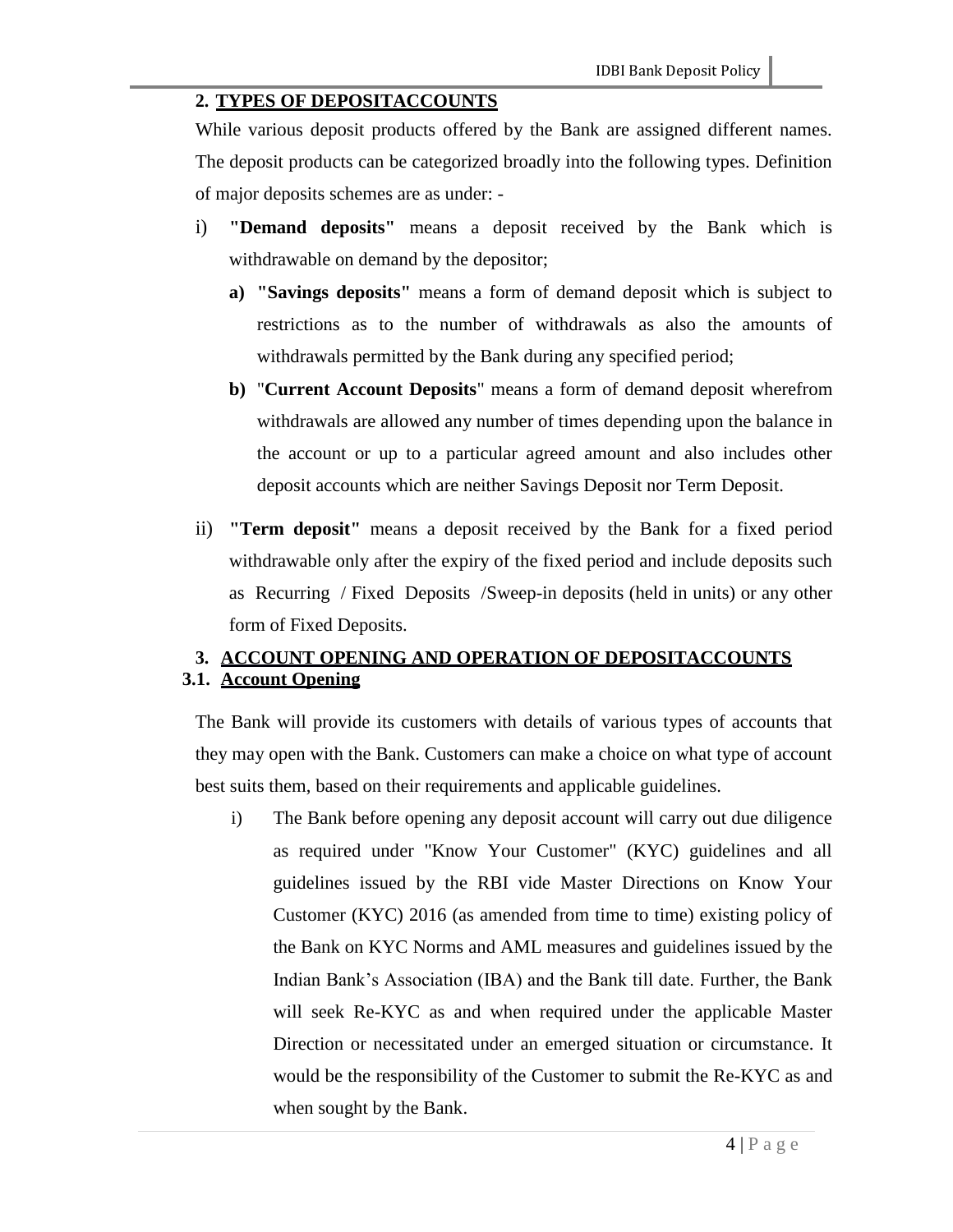## 2. TYPES OF DEPOSITACCOUNTS

While various deposit products offered by the Bank are assigned different names. The deposit products can be categorized broadly into the following types. Definition of major deposits schemes are as under: -

i) **"Demand deposits"** means a deposit received by the Bank which is withdrawable on demand by the depositor;

   **a) "Savings deposits"** means a form of demand deposit which is subject to restrictions as to the number of withdrawals as also the amounts of withdrawals permitted by the Bank during any specified period;

   **b)** "**Current Account Deposits**" means a form of demand deposit wherefrom withdrawals are allowed any number of times depending upon the balance in the account or up to a particular agreed amount and also includes other deposit accounts which are neither Savings Deposit nor Term Deposit.

ii) **"Term deposit"** means a deposit received by the Bank for a fixed period withdrawable only after the expiry of the fixed period and include deposits such as Recurring / Fixed Deposits /Sweep-in deposits (held in units) or any other form of Fixed Deposits.

## 3. ACCOUNT OPENING AND OPERATION OF DEPOSITACCOUNTS

### 3.1. Account Opening

The Bank will provide its customers with details of various types of accounts that they may open with the Bank. Customers can make a choice on what type of account best suits them, based on their requirements and applicable guidelines.

i) The Bank before opening any deposit account will carry out due diligence as required under "Know Your Customer" (KYC) guidelines and all guidelines issued by the RBI vide Master Directions on Know Your Customer (KYC) 2016 (as amended from time to time) existing policy of the Bank on KYC Norms and AML measures and guidelines issued by the Indian Bank's Association (IBA) and the Bank till date. Further, the Bank will seek Re-KYC as and when required under the applicable Master Direction or necessitated under an emerged situation or circumstance. It would be the responsibility of the Customer to submit the Re-KYC as and when sought by the Bank.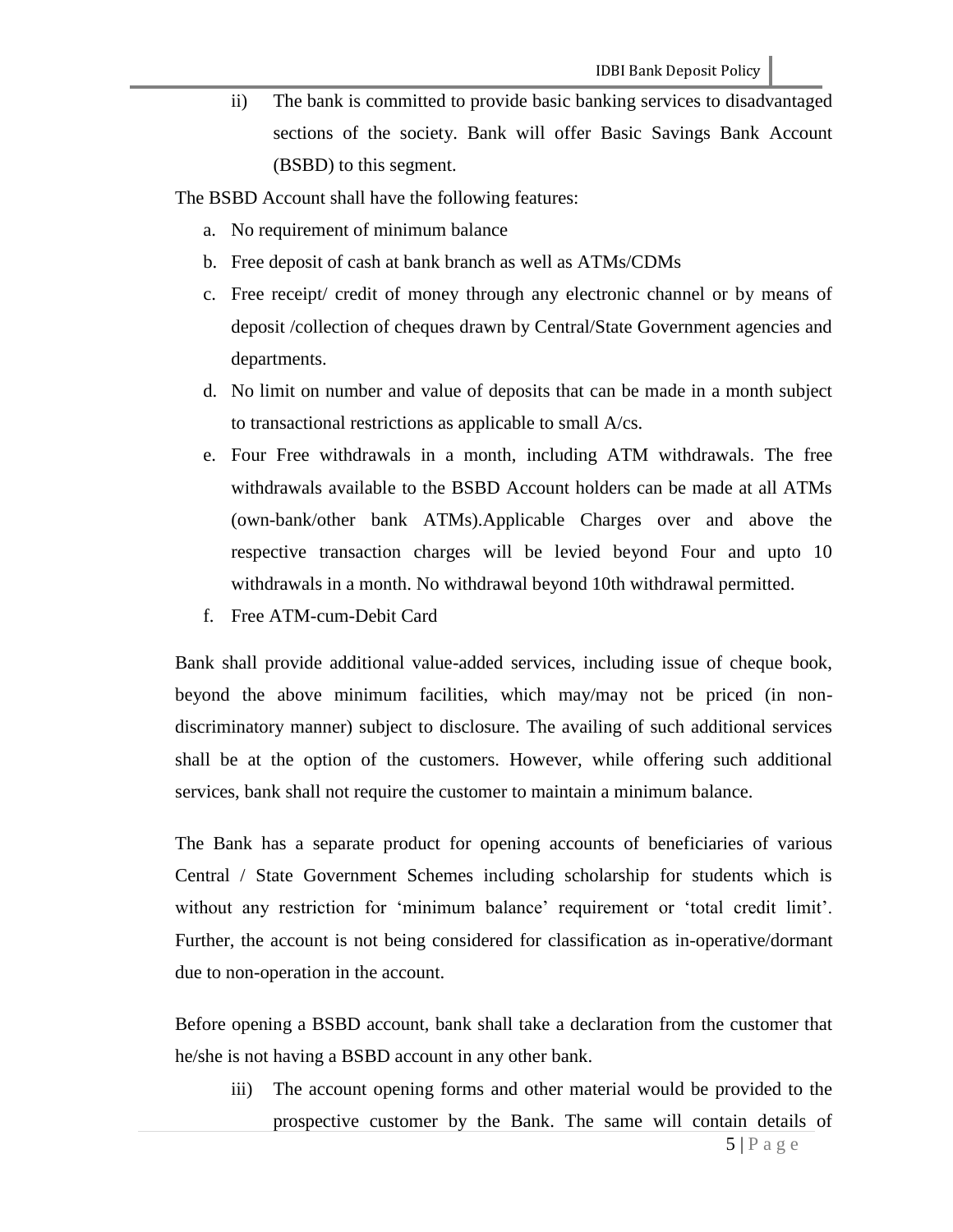ii) The bank is committed to provide basic banking services to disadvantaged sections of the society. Bank will offer Basic Savings Bank Account (BSBD) to this segment.

The BSBD Account shall have the following features:

a. No requirement of minimum balance
b. Free deposit of cash at bank branch as well as ATMs/CDMs
c. Free receipt/ credit of money through any electronic channel or by means of deposit /collection of cheques drawn by Central/State Government agencies and departments.
d. No limit on number and value of deposits that can be made in a month subject to transactional restrictions as applicable to small A/cs.
e. Four Free withdrawals in a month, including ATM withdrawals. The free withdrawals available to the BSBD Account holders can be made at all ATMs (own-bank/other bank ATMs).Applicable Charges over and above the respective transaction charges will be levied beyond Four and upto 10 withdrawals in a month. No withdrawal beyond 10th withdrawal permitted.
f. Free ATM-cum-Debit Card

Bank shall provide additional value-added services, including issue of cheque book, beyond the above minimum facilities, which may/may not be priced (in non-discriminatory manner) subject to disclosure. The availing of such additional services shall be at the option of the customers. However, while offering such additional services, bank shall not require the customer to maintain a minimum balance.

The Bank has a separate product for opening accounts of beneficiaries of various Central / State Government Schemes including scholarship for students which is without any restriction for 'minimum balance' requirement or 'total credit limit'. Further, the account is not being considered for classification as in-operative/dormant due to non-operation in the account.

Before opening a BSBD account, bank shall take a declaration from the customer that he/she is not having a BSBD account in any other bank.

iii) The account opening forms and other material would be provided to the prospective customer by the Bank. The same will contain details of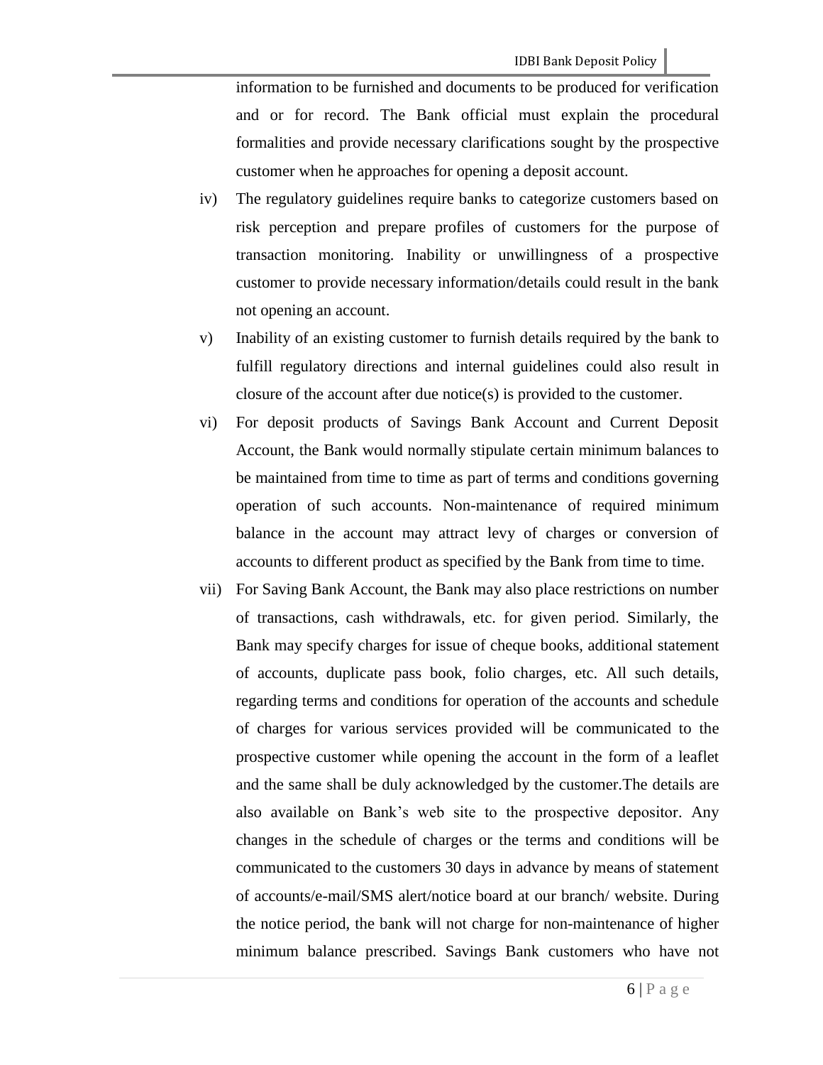information to be furnished and documents to be produced for verification and or for record. The Bank official must explain the procedural formalities and provide necessary clarifications sought by the prospective customer when he approaches for opening a deposit account.

iv) The regulatory guidelines require banks to categorize customers based on risk perception and prepare profiles of customers for the purpose of transaction monitoring. Inability or unwillingness of a prospective customer to provide necessary information/details could result in the bank not opening an account.

v) Inability of an existing customer to furnish details required by the bank to fulfill regulatory directions and internal guidelines could also result in closure of the account after due notice(s) is provided to the customer.

vi) For deposit products of Savings Bank Account and Current Deposit Account, the Bank would normally stipulate certain minimum balances to be maintained from time to time as part of terms and conditions governing operation of such accounts. Non-maintenance of required minimum balance in the account may attract levy of charges or conversion of accounts to different product as specified by the Bank from time to time.

vii) For Saving Bank Account, the Bank may also place restrictions on number of transactions, cash withdrawals, etc. for given period. Similarly, the Bank may specify charges for issue of cheque books, additional statement of accounts, duplicate pass book, folio charges, etc. All such details, regarding terms and conditions for operation of the accounts and schedule of charges for various services provided will be communicated to the prospective customer while opening the account in the form of a leaflet and the same shall be duly acknowledged by the customer.The details are also available on Bank's web site to the prospective depositor. Any changes in the schedule of charges or the terms and conditions will be communicated to the customers 30 days in advance by means of statement of accounts/e-mail/SMS alert/notice board at our branch/ website. During the notice period, the bank will not charge for non-maintenance of higher minimum balance prescribed. Savings Bank customers who have not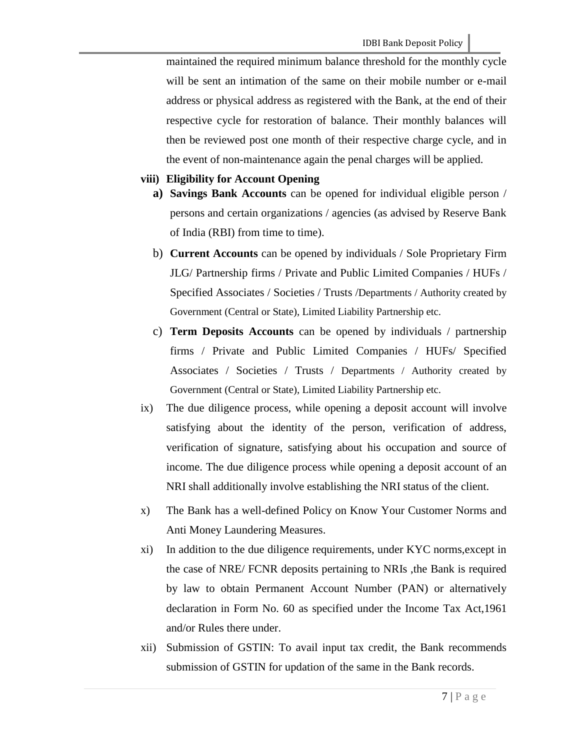maintained the required minimum balance threshold for the monthly cycle will be sent an intimation of the same on their mobile number or e-mail address or physical address as registered with the Bank, at the end of their respective cycle for restoration of balance. Their monthly balances will then be reviewed post one month of their respective charge cycle, and in the event of non-maintenance again the penal charges will be applied.

**viii) Eligibility for Account Opening**

**a) Savings Bank Accounts** can be opened for individual eligible person / persons and certain organizations / agencies (as advised by Reserve Bank of India (RBI) from time to time).

b) **Current Accounts** can be opened by individuals / Sole Proprietary Firm JLG/ Partnership firms / Private and Public Limited Companies / HUFs / Specified Associates / Societies / Trusts /Departments / Authority created by Government (Central or State), Limited Liability Partnership etc.

c) **Term Deposits Accounts** can be opened by individuals / partnership firms / Private and Public Limited Companies / HUFs/ Specified Associates / Societies / Trusts / Departments / Authority created by Government (Central or State), Limited Liability Partnership etc.

ix) The due diligence process, while opening a deposit account will involve satisfying about the identity of the person, verification of address, verification of signature, satisfying about his occupation and source of income. The due diligence process while opening a deposit account of an NRI shall additionally involve establishing the NRI status of the client.

x) The Bank has a well-defined Policy on Know Your Customer Norms and Anti Money Laundering Measures.

xi) In addition to the due diligence requirements, under KYC norms,except in the case of NRE/ FCNR deposits pertaining to NRIs ,the Bank is required by law to obtain Permanent Account Number (PAN) or alternatively declaration in Form No. 60 as specified under the Income Tax Act,1961 and/or Rules there under.

xii) Submission of GSTIN: To avail input tax credit, the Bank recommends submission of GSTIN for updation of the same in the Bank records.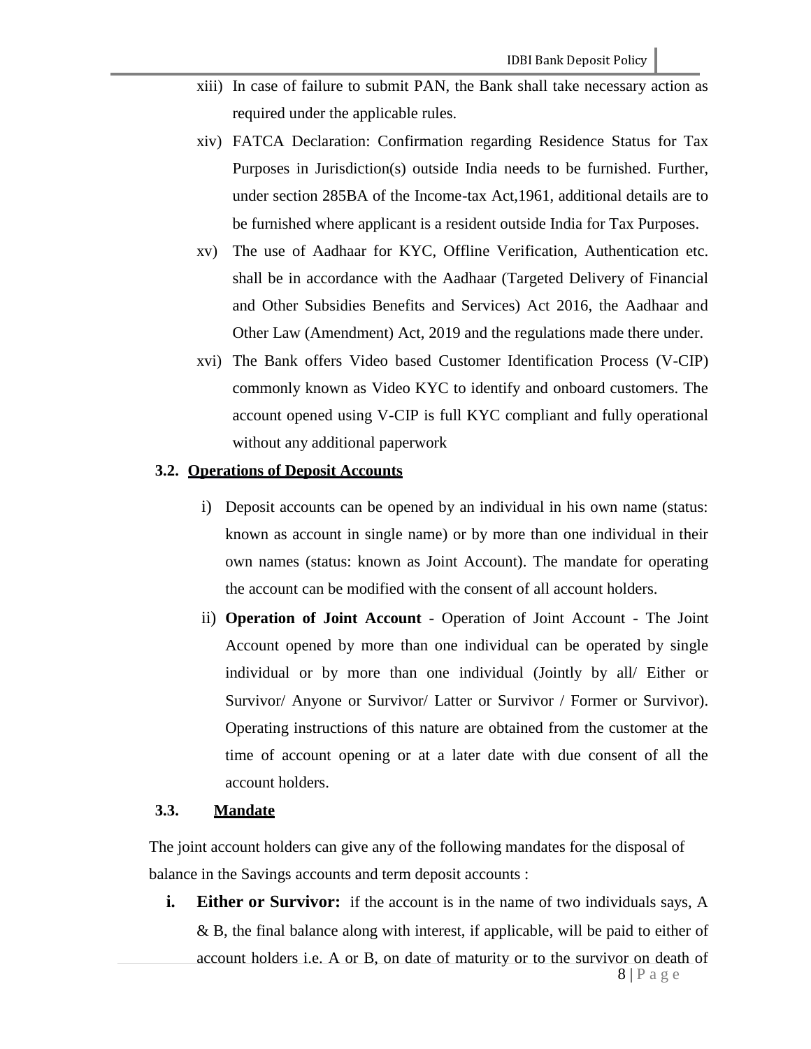xiii) In case of failure to submit PAN, the Bank shall take necessary action as required under the applicable rules.

xiv) FATCA Declaration: Confirmation regarding Residence Status for Tax Purposes in Jurisdiction(s) outside India needs to be furnished. Further, under section 285BA of the Income-tax Act,1961, additional details are to be furnished where applicant is a resident outside India for Tax Purposes.

xv) The use of Aadhaar for KYC, Offline Verification, Authentication etc. shall be in accordance with the Aadhaar (Targeted Delivery of Financial and Other Subsidies Benefits and Services) Act 2016, the Aadhaar and Other Law (Amendment) Act, 2019 and the regulations made there under.

xvi) The Bank offers Video based Customer Identification Process (V-CIP) commonly known as Video KYC to identify and onboard customers. The account opened using V-CIP is full KYC compliant and fully operational without any additional paperwork

### 3.2. Operations of Deposit Accounts

i) Deposit accounts can be opened by an individual in his own name (status: known as account in single name) or by more than one individual in their own names (status: known as Joint Account). The mandate for operating the account can be modified with the consent of all account holders.

ii) **Operation of Joint Account** - Operation of Joint Account - The Joint Account opened by more than one individual can be operated by single individual or by more than one individual (Jointly by all/ Either or Survivor/ Anyone or Survivor/ Latter or Survivor / Former or Survivor). Operating instructions of this nature are obtained from the customer at the time of account opening or at a later date with due consent of all the account holders.

### 3.3. Mandate

The joint account holders can give any of the following mandates for the disposal of balance in the Savings accounts and term deposit accounts :

**i. Either or Survivor:** if the account is in the name of two individuals says, A & B, the final balance along with interest, if applicable, will be paid to either of account holders i.e. A or B, on date of maturity or to the survivor on death of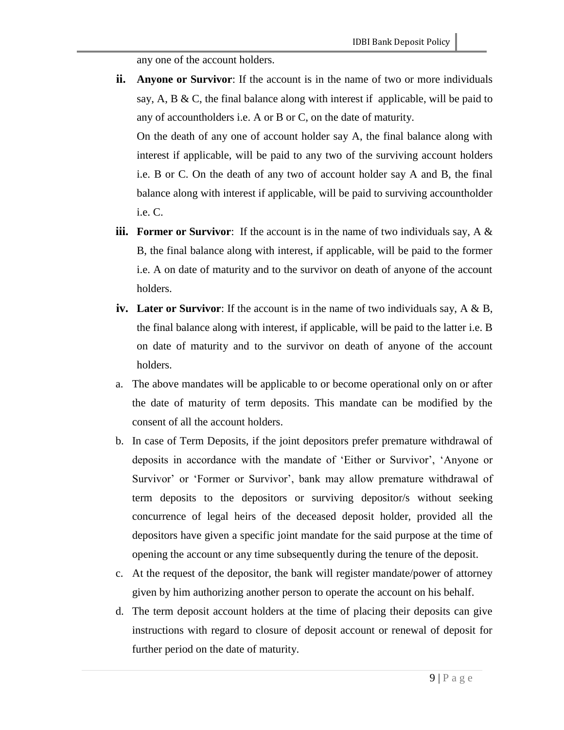any one of the account holders.

ii. **Anyone or Survivor**: If the account is in the name of two or more individuals say, A, B & C, the final balance along with interest if applicable, will be paid to any of accountholders i.e. A or B or C, on the date of maturity.

   On the death of any one of account holder say A, the final balance along with interest if applicable, will be paid to any two of the surviving account holders i.e. B or C. On the death of any two of account holder say A and B, the final balance along with interest if applicable, will be paid to surviving accountholder i.e. C.

iii. **Former or Survivor**: If the account is in the name of two individuals say, A & B, the final balance along with interest, if applicable, will be paid to the former i.e. A on date of maturity and to the survivor on death of anyone of the account holders.

iv. **Later or Survivor**: If the account is in the name of two individuals say, A & B, the final balance along with interest, if applicable, will be paid to the latter i.e. B on date of maturity and to the survivor on death of anyone of the account holders.

a. The above mandates will be applicable to or become operational only on or after the date of maturity of term deposits. This mandate can be modified by the consent of all the account holders.

b. In case of Term Deposits, if the joint depositors prefer premature withdrawal of deposits in accordance with the mandate of 'Either or Survivor', 'Anyone or Survivor' or 'Former or Survivor', bank may allow premature withdrawal of term deposits to the depositors or surviving depositor/s without seeking concurrence of legal heirs of the deceased deposit holder, provided all the depositors have given a specific joint mandate for the said purpose at the time of opening the account or any time subsequently during the tenure of the deposit.

c. At the request of the depositor, the bank will register mandate/power of attorney given by him authorizing another person to operate the account on his behalf.

d. The term deposit account holders at the time of placing their deposits can give instructions with regard to closure of deposit account or renewal of deposit for further period on the date of maturity.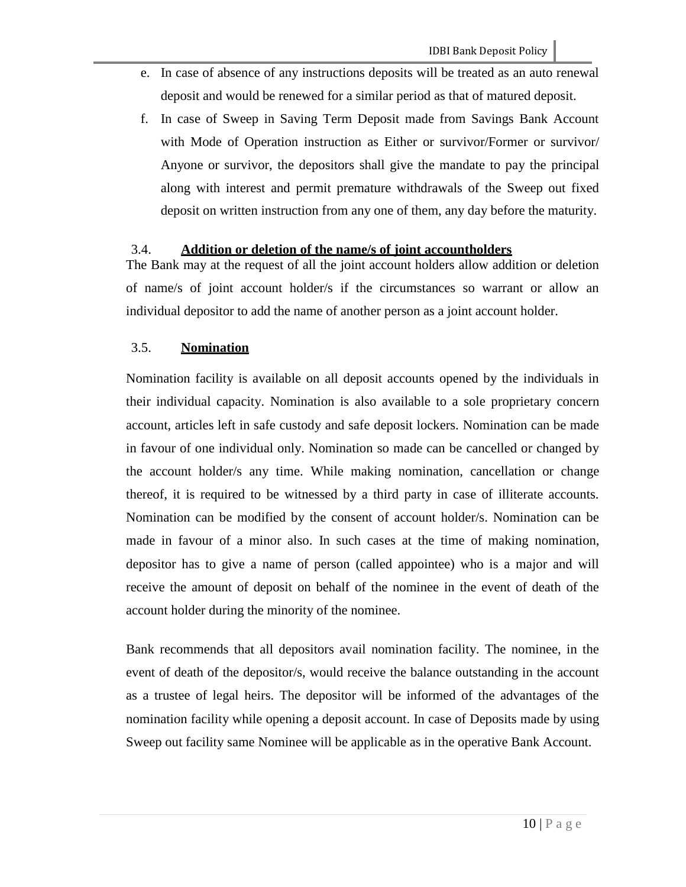e. In case of absence of any instructions deposits will be treated as an auto renewal deposit and would be renewed for a similar period as that of matured deposit.
f. In case of Sweep in Saving Term Deposit made from Savings Bank Account with Mode of Operation instruction as Either or survivor/Former or survivor/ Anyone or survivor, the depositors shall give the mandate to pay the principal along with interest and permit premature withdrawals of the Sweep out fixed deposit on written instruction from any one of them, any day before the maturity.

### 3.4. <u>**Addition or deletion of the name/s of joint accountholders**</u>

The Bank may at the request of all the joint account holders allow addition or deletion of name/s of joint account holder/s if the circumstances so warrant or allow an individual depositor to add the name of another person as a joint account holder.

### 3.5. <u>**Nomination**</u>

Nomination facility is available on all deposit accounts opened by the individuals in their individual capacity. Nomination is also available to a sole proprietary concern account, articles left in safe custody and safe deposit lockers. Nomination can be made in favour of one individual only. Nomination so made can be cancelled or changed by the account holder/s any time. While making nomination, cancellation or change thereof, it is required to be witnessed by a third party in case of illiterate accounts. Nomination can be modified by the consent of account holder/s. Nomination can be made in favour of a minor also. In such cases at the time of making nomination, depositor has to give a name of person (called appointee) who is a major and will receive the amount of deposit on behalf of the nominee in the event of death of the account holder during the minority of the nominee.

Bank recommends that all depositors avail nomination facility. The nominee, in the event of death of the depositor/s, would receive the balance outstanding in the account as a trustee of legal heirs. The depositor will be informed of the advantages of the nomination facility while opening a deposit account. In case of Deposits made by using Sweep out facility same Nominee will be applicable as in the operative Bank Account.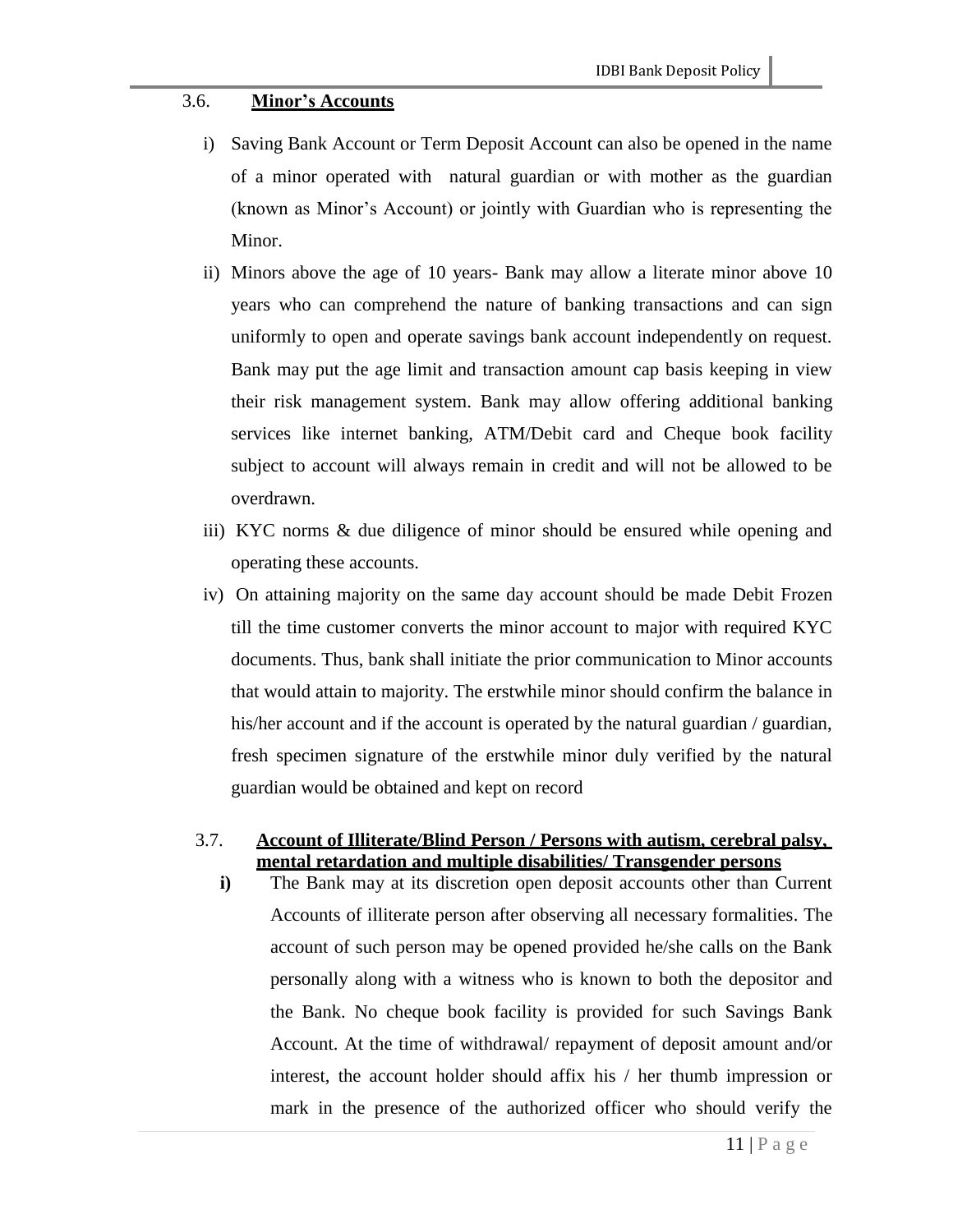### 3.6. Minor's Accounts

i) Saving Bank Account or Term Deposit Account can also be opened in the name of a minor operated with natural guardian or with mother as the guardian (known as Minor's Account) or jointly with Guardian who is representing the Minor.

ii) Minors above the age of 10 years- Bank may allow a literate minor above 10 years who can comprehend the nature of banking transactions and can sign uniformly to open and operate savings bank account independently on request. Bank may put the age limit and transaction amount cap basis keeping in view their risk management system. Bank may allow offering additional banking services like internet banking, ATM/Debit card and Cheque book facility subject to account will always remain in credit and will not be allowed to be overdrawn.

iii) KYC norms & due diligence of minor should be ensured while opening and operating these accounts.

iv) On attaining majority on the same day account should be made Debit Frozen till the time customer converts the minor account to major with required KYC documents. Thus, bank shall initiate the prior communication to Minor accounts that would attain to majority. The erstwhile minor should confirm the balance in his/her account and if the account is operated by the natural guardian / guardian, fresh specimen signature of the erstwhile minor duly verified by the natural guardian would be obtained and kept on record

### 3.7. Account of Illiterate/Blind Person / Persons with autism, cerebral palsy, mental retardation and multiple disabilities/ Transgender persons

**i)** The Bank may at its discretion open deposit accounts other than Current Accounts of illiterate person after observing all necessary formalities. The account of such person may be opened provided he/she calls on the Bank personally along with a witness who is known to both the depositor and the Bank. No cheque book facility is provided for such Savings Bank Account. At the time of withdrawal/ repayment of deposit amount and/or interest, the account holder should affix his / her thumb impression or mark in the presence of the authorized officer who should verify the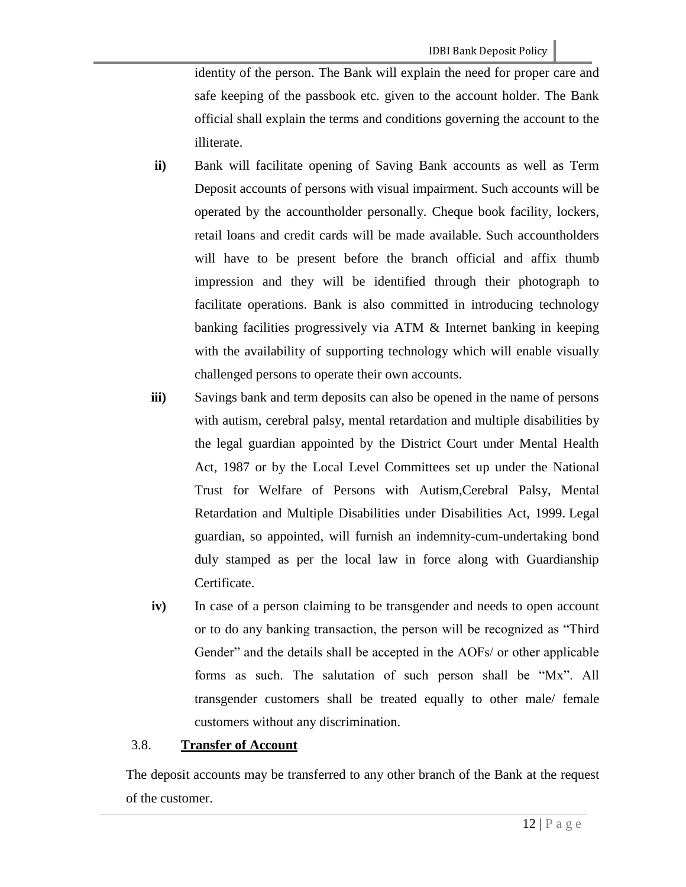identity of the person. The Bank will explain the need for proper care and safe keeping of the passbook etc. given to the account holder. The Bank official shall explain the terms and conditions governing the account to the illiterate.

**ii)** Bank will facilitate opening of Saving Bank accounts as well as Term Deposit accounts of persons with visual impairment. Such accounts will be operated by the accountholder personally. Cheque book facility, lockers, retail loans and credit cards will be made available. Such accountholders will have to be present before the branch official and affix thumb impression and they will be identified through their photograph to facilitate operations. Bank is also committed in introducing technology banking facilities progressively via ATM & Internet banking in keeping with the availability of supporting technology which will enable visually challenged persons to operate their own accounts.

**iii)** Savings bank and term deposits can also be opened in the name of persons with autism, cerebral palsy, mental retardation and multiple disabilities by the legal guardian appointed by the District Court under Mental Health Act, 1987 or by the Local Level Committees set up under the National Trust for Welfare of Persons with Autism,Cerebral Palsy, Mental Retardation and Multiple Disabilities under Disabilities Act, 1999. Legal guardian, so appointed, will furnish an indemnity-cum-undertaking bond duly stamped as per the local law in force along with Guardianship Certificate.

**iv)** In case of a person claiming to be transgender and needs to open account or to do any banking transaction, the person will be recognized as "Third Gender" and the details shall be accepted in the AOFs/ or other applicable forms as such. The salutation of such person shall be "Mx". All transgender customers shall be treated equally to other male/ female customers without any discrimination.

### 3.8. **Transfer of Account**

The deposit accounts may be transferred to any other branch of the Bank at the request of the customer.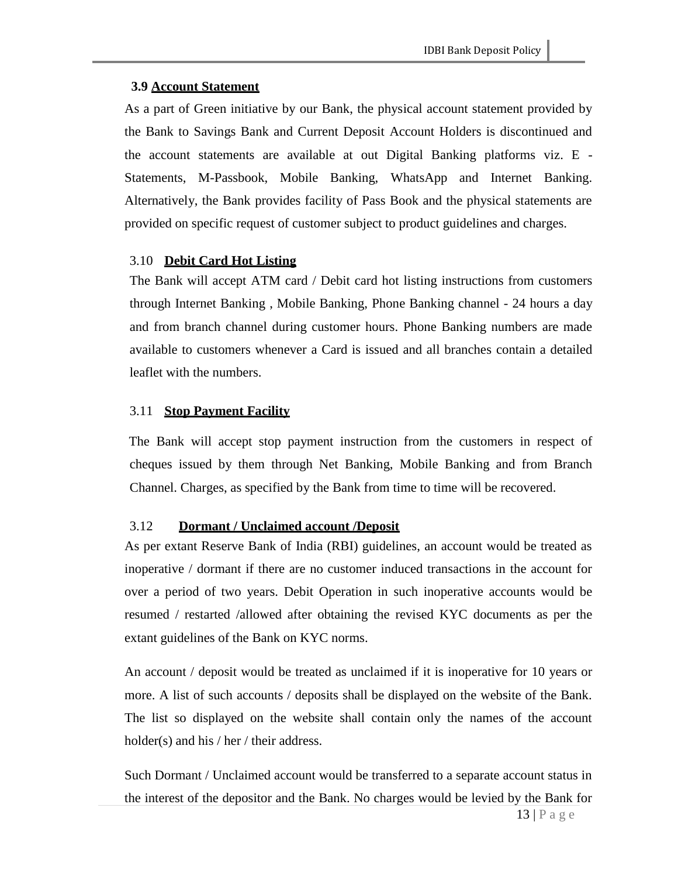### 3.9 Account Statement

As a part of Green initiative by our Bank, the physical account statement provided by the Bank to Savings Bank and Current Deposit Account Holders is discontinued and the account statements are available at out Digital Banking platforms viz. E - Statements, M-Passbook, Mobile Banking, WhatsApp and Internet Banking. Alternatively, the Bank provides facility of Pass Book and the physical statements are provided on specific request of customer subject to product guidelines and charges.

### 3.10 Debit Card Hot Listing

The Bank will accept ATM card / Debit card hot listing instructions from customers through Internet Banking , Mobile Banking, Phone Banking channel - 24 hours a day and from branch channel during customer hours. Phone Banking numbers are made available to customers whenever a Card is issued and all branches contain a detailed leaflet with the numbers.

### 3.11 Stop Payment Facility

The Bank will accept stop payment instruction from the customers in respect of cheques issued by them through Net Banking, Mobile Banking and from Branch Channel. Charges, as specified by the Bank from time to time will be recovered.

### 3.12 Dormant / Unclaimed account /Deposit

As per extant Reserve Bank of India (RBI) guidelines, an account would be treated as inoperative / dormant if there are no customer induced transactions in the account for over a period of two years. Debit Operation in such inoperative accounts would be resumed / restarted /allowed after obtaining the revised KYC documents as per the extant guidelines of the Bank on KYC norms.

An account / deposit would be treated as unclaimed if it is inoperative for 10 years or more. A list of such accounts / deposits shall be displayed on the website of the Bank. The list so displayed on the website shall contain only the names of the account holder(s) and his / her / their address.

Such Dormant / Unclaimed account would be transferred to a separate account status in the interest of the depositor and the Bank. No charges would be levied by the Bank for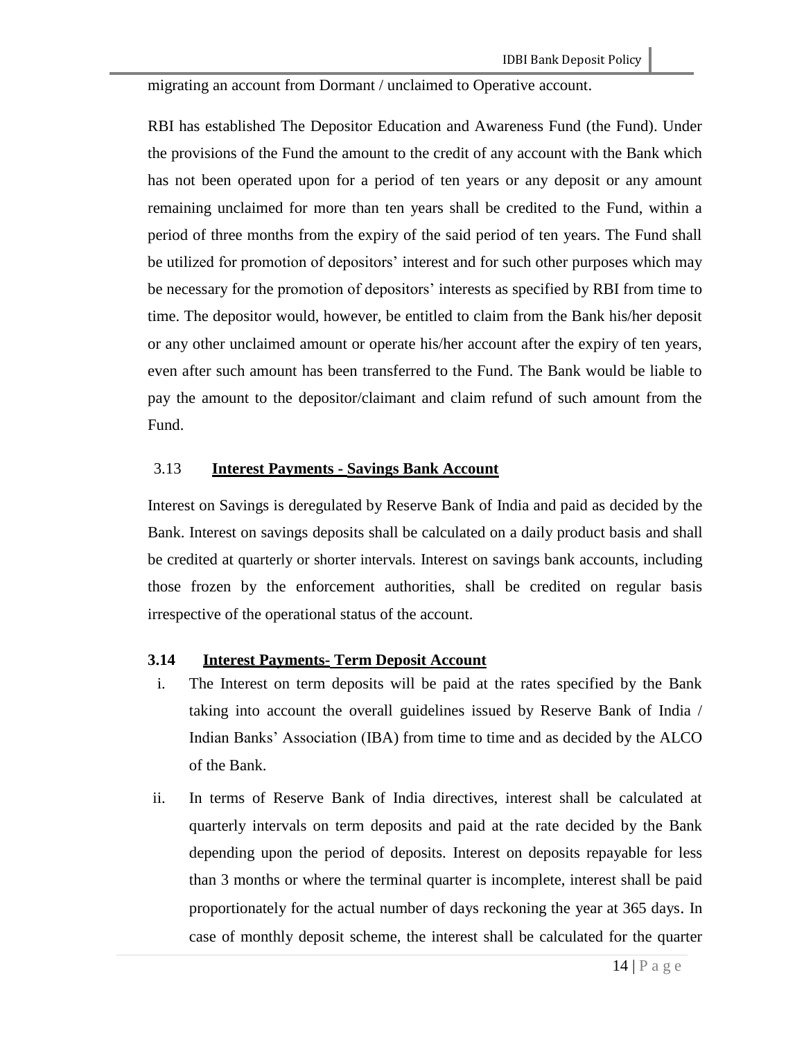migrating an account from Dormant / unclaimed to Operative account.

RBI has established The Depositor Education and Awareness Fund (the Fund). Under the provisions of the Fund the amount to the credit of any account with the Bank which has not been operated upon for a period of ten years or any deposit or any amount remaining unclaimed for more than ten years shall be credited to the Fund, within a period of three months from the expiry of the said period of ten years. The Fund shall be utilized for promotion of depositors' interest and for such other purposes which may be necessary for the promotion of depositors' interests as specified by RBI from time to time. The depositor would, however, be entitled to claim from the Bank his/her deposit or any other unclaimed amount or operate his/her account after the expiry of ten years, even after such amount has been transferred to the Fund. The Bank would be liable to pay the amount to the depositor/claimant and claim refund of such amount from the Fund.

### 3.13 **Interest Payments - Savings Bank Account**

Interest on Savings is deregulated by Reserve Bank of India and paid as decided by the Bank. Interest on savings deposits shall be calculated on a daily product basis and shall be credited at quarterly or shorter intervals. Interest on savings bank accounts, including those frozen by the enforcement authorities, shall be credited on regular basis irrespective of the operational status of the account.

### 3.14 **Interest Payments- Term Deposit Account**

i. The Interest on term deposits will be paid at the rates specified by the Bank taking into account the overall guidelines issued by Reserve Bank of India / Indian Banks' Association (IBA) from time to time and as decided by the ALCO of the Bank.

ii. In terms of Reserve Bank of India directives, interest shall be calculated at quarterly intervals on term deposits and paid at the rate decided by the Bank depending upon the period of deposits. Interest on deposits repayable for less than 3 months or where the terminal quarter is incomplete, interest shall be paid proportionately for the actual number of days reckoning the year at 365 days. In case of monthly deposit scheme, the interest shall be calculated for the quarter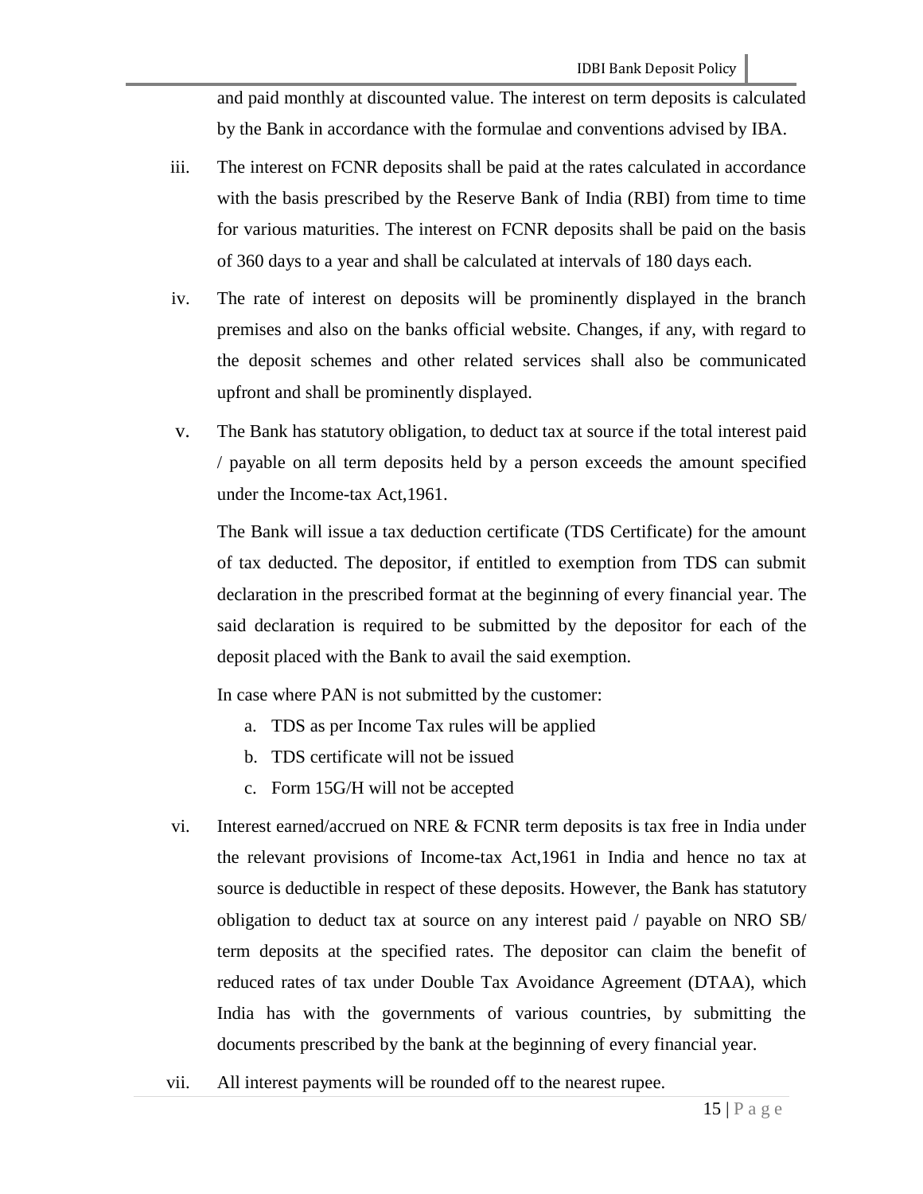and paid monthly at discounted value. The interest on term deposits is calculated by the Bank in accordance with the formulae and conventions advised by IBA.

iii. The interest on FCNR deposits shall be paid at the rates calculated in accordance with the basis prescribed by the Reserve Bank of India (RBI) from time to time for various maturities. The interest on FCNR deposits shall be paid on the basis of 360 days to a year and shall be calculated at intervals of 180 days each.

iv. The rate of interest on deposits will be prominently displayed in the branch premises and also on the banks official website. Changes, if any, with regard to the deposit schemes and other related services shall also be communicated upfront and shall be prominently displayed.

v. The Bank has statutory obligation, to deduct tax at source if the total interest paid / payable on all term deposits held by a person exceeds the amount specified under the Income-tax Act,1961.

   The Bank will issue a tax deduction certificate (TDS Certificate) for the amount of tax deducted. The depositor, if entitled to exemption from TDS can submit declaration in the prescribed format at the beginning of every financial year. The said declaration is required to be submitted by the depositor for each of the deposit placed with the Bank to avail the said exemption.

   In case where PAN is not submitted by the customer:

   a. TDS as per Income Tax rules will be applied
   b. TDS certificate will not be issued
   c. Form 15G/H will not be accepted

vi. Interest earned/accrued on NRE & FCNR term deposits is tax free in India under the relevant provisions of Income-tax Act,1961 in India and hence no tax at source is deductible in respect of these deposits. However, the Bank has statutory obligation to deduct tax at source on any interest paid / payable on NRO SB/ term deposits at the specified rates. The depositor can claim the benefit of reduced rates of tax under Double Tax Avoidance Agreement (DTAA), which India has with the governments of various countries, by submitting the documents prescribed by the bank at the beginning of every financial year.

vii. All interest payments will be rounded off to the nearest rupee.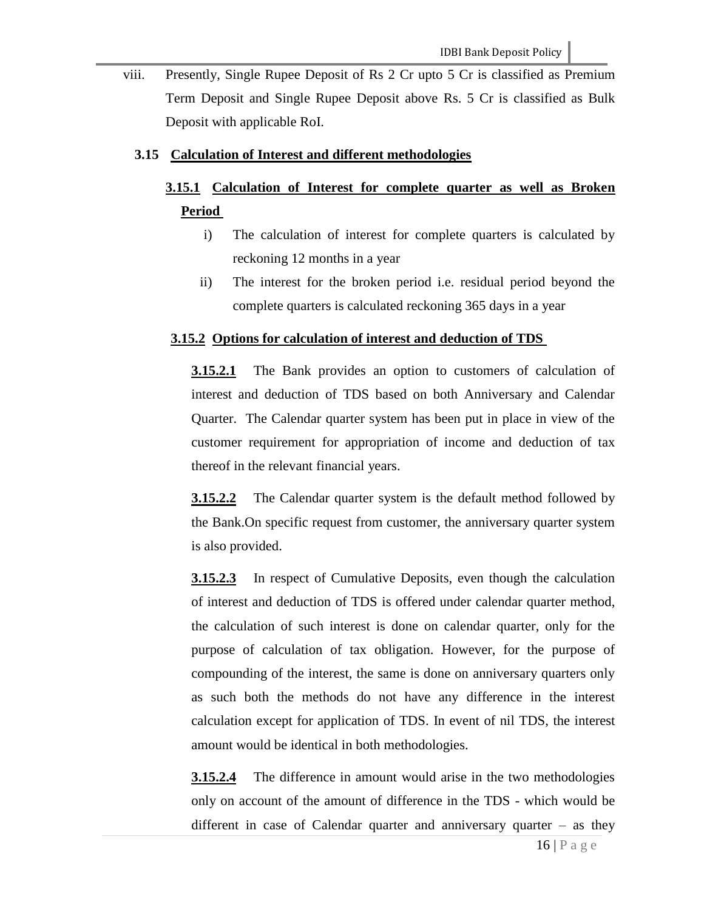viii. Presently, Single Rupee Deposit of Rs 2 Cr upto 5 Cr is classified as Premium Term Deposit and Single Rupee Deposit above Rs. 5 Cr is classified as Bulk Deposit with applicable RoI.

### 3.15 Calculation of Interest and different methodologies

#### 3.15.1 Calculation of Interest for complete quarter as well as Broken Period

i) The calculation of interest for complete quarters is calculated by reckoning 12 months in a year

ii) The interest for the broken period i.e. residual period beyond the complete quarters is calculated reckoning 365 days in a year

#### 3.15.2 Options for calculation of interest and deduction of TDS

**3.15.2.1** The Bank provides an option to customers of calculation of interest and deduction of TDS based on both Anniversary and Calendar Quarter. The Calendar quarter system has been put in place in view of the customer requirement for appropriation of income and deduction of tax thereof in the relevant financial years.

**3.15.2.2** The Calendar quarter system is the default method followed by the Bank.On specific request from customer, the anniversary quarter system is also provided.

**3.15.2.3** In respect of Cumulative Deposits, even though the calculation of interest and deduction of TDS is offered under calendar quarter method, the calculation of such interest is done on calendar quarter, only for the purpose of calculation of tax obligation. However, for the purpose of compounding of the interest, the same is done on anniversary quarters only as such both the methods do not have any difference in the interest calculation except for application of TDS. In event of nil TDS, the interest amount would be identical in both methodologies.

**3.15.2.4** The difference in amount would arise in the two methodologies only on account of the amount of difference in the TDS - which would be different in case of Calendar quarter and anniversary quarter – as they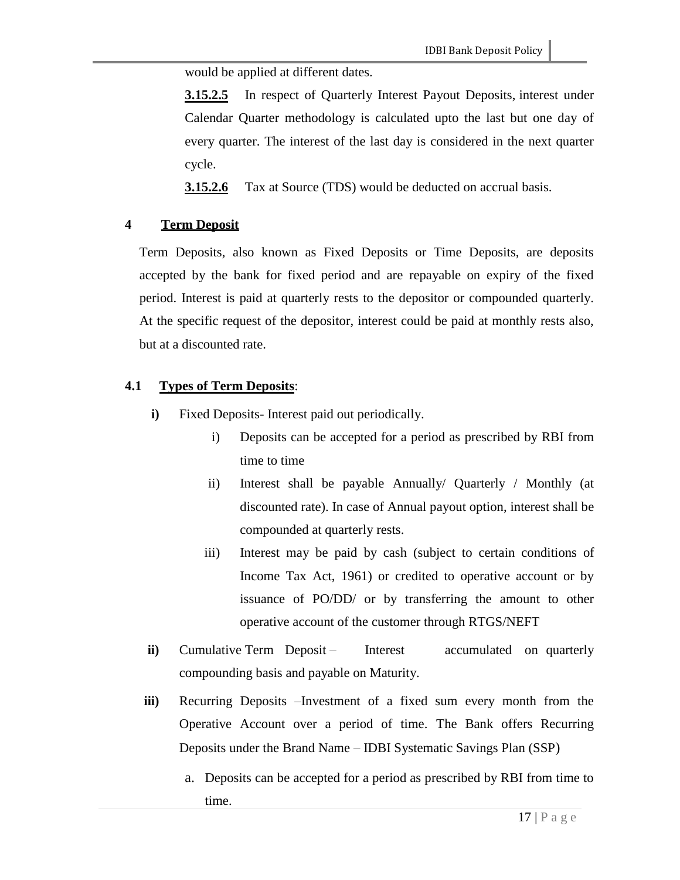would be applied at different dates.

**3.15.2.5** In respect of Quarterly Interest Payout Deposits, interest under Calendar Quarter methodology is calculated upto the last but one day of every quarter. The interest of the last day is considered in the next quarter cycle.

**3.15.2.6** Tax at Source (TDS) would be deducted on accrual basis.

# 4 Term Deposit

Term Deposits, also known as Fixed Deposits or Time Deposits, are deposits accepted by the bank for fixed period and are repayable on expiry of the fixed period. Interest is paid at quarterly rests to the depositor or compounded quarterly. At the specific request of the depositor, interest could be paid at monthly rests also, but at a discounted rate.

## 4.1 Types of Term Deposits:

**i)** Fixed Deposits- Interest paid out periodically.

- i) Deposits can be accepted for a period as prescribed by RBI from time to time
- ii) Interest shall be payable Annually/ Quarterly / Monthly (at discounted rate). In case of Annual payout option, interest shall be compounded at quarterly rests.
- iii) Interest may be paid by cash (subject to certain conditions of Income Tax Act, 1961) or credited to operative account or by issuance of PO/DD/ or by transferring the amount to other operative account of the customer through RTGS/NEFT

**ii)** Cumulative Term Deposit – Interest accumulated on quarterly compounding basis and payable on Maturity.

**iii)** Recurring Deposits –Investment of a fixed sum every month from the Operative Account over a period of time. The Bank offers Recurring Deposits under the Brand Name – IDBI Systematic Savings Plan (SSP)

a. Deposits can be accepted for a period as prescribed by RBI from time to time.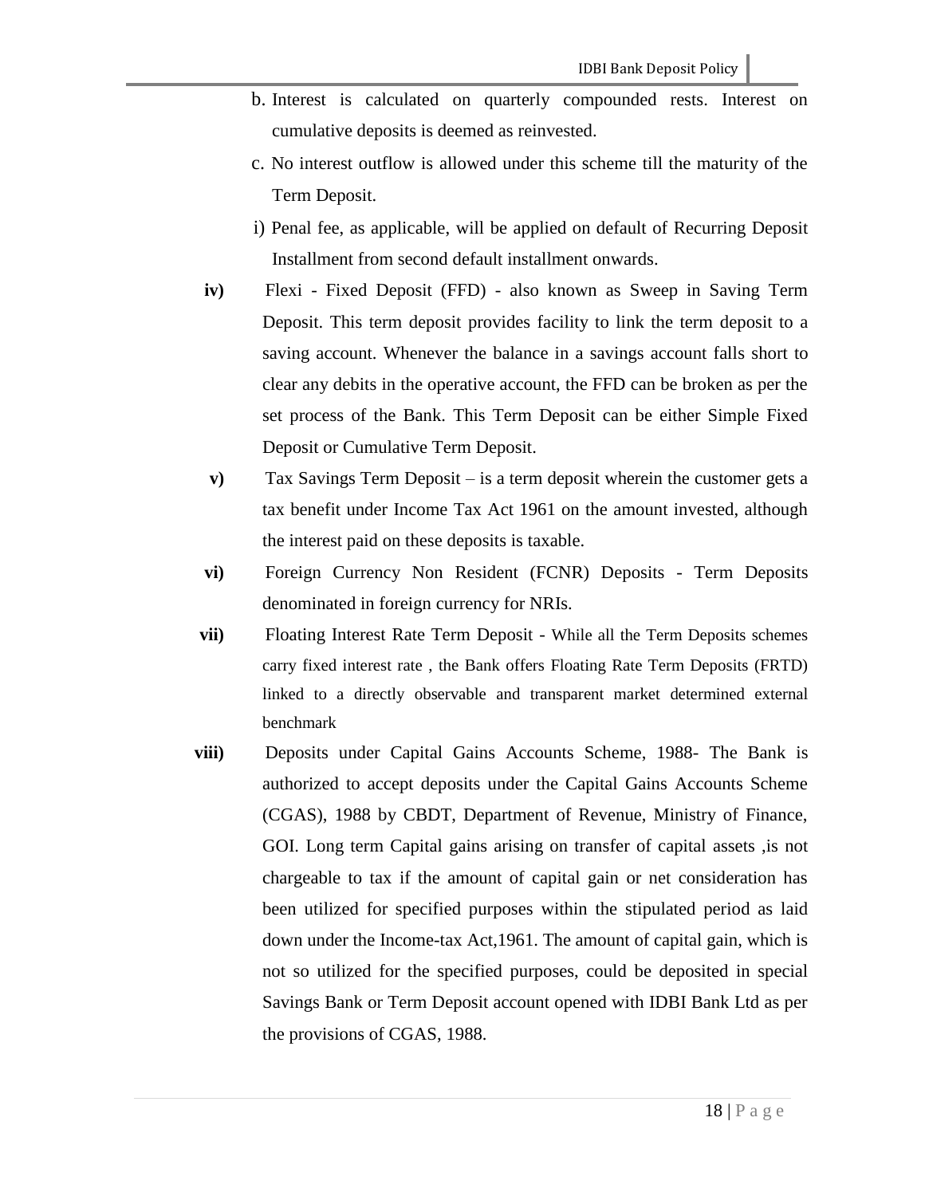b. Interest is calculated on quarterly compounded rests. Interest on cumulative deposits is deemed as reinvested.

c. No interest outflow is allowed under this scheme till the maturity of the Term Deposit.

i) Penal fee, as applicable, will be applied on default of Recurring Deposit Installment from second default installment onwards.

**iv)** Flexi - Fixed Deposit (FFD) - also known as Sweep in Saving Term Deposit. This term deposit provides facility to link the term deposit to a saving account. Whenever the balance in a savings account falls short to clear any debits in the operative account, the FFD can be broken as per the set process of the Bank. This Term Deposit can be either Simple Fixed Deposit or Cumulative Term Deposit.

**v)** Tax Savings Term Deposit – is a term deposit wherein the customer gets a tax benefit under Income Tax Act 1961 on the amount invested, although the interest paid on these deposits is taxable.

**vi)** Foreign Currency Non Resident (FCNR) Deposits - Term Deposits denominated in foreign currency for NRIs.

**vii)** Floating Interest Rate Term Deposit - While all the Term Deposits schemes carry fixed interest rate , the Bank offers Floating Rate Term Deposits (FRTD) linked to a directly observable and transparent market determined external benchmark

**viii)** Deposits under Capital Gains Accounts Scheme, 1988- The Bank is authorized to accept deposits under the Capital Gains Accounts Scheme (CGAS), 1988 by CBDT, Department of Revenue, Ministry of Finance, GOI. Long term Capital gains arising on transfer of capital assets ,is not chargeable to tax if the amount of capital gain or net consideration has been utilized for specified purposes within the stipulated period as laid down under the Income-tax Act,1961. The amount of capital gain, which is not so utilized for the specified purposes, could be deposited in special Savings Bank or Term Deposit account opened with IDBI Bank Ltd as per the provisions of CGAS, 1988.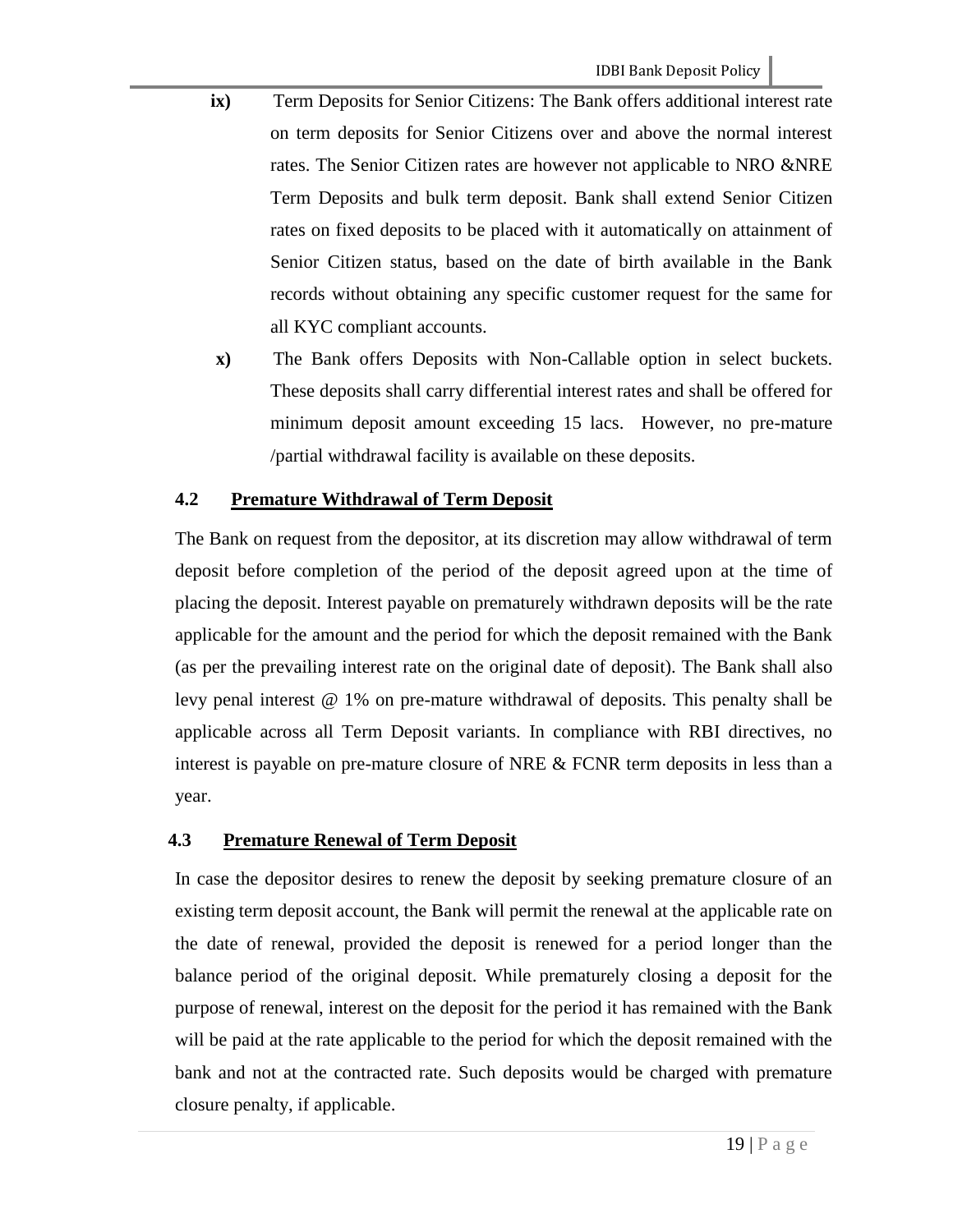ix) Term Deposits for Senior Citizens: The Bank offers additional interest rate on term deposits for Senior Citizens over and above the normal interest rates. The Senior Citizen rates are however not applicable to NRO &NRE Term Deposits and bulk term deposit. Bank shall extend Senior Citizen rates on fixed deposits to be placed with it automatically on attainment of Senior Citizen status, based on the date of birth available in the Bank records without obtaining any specific customer request for the same for all KYC compliant accounts.

x) The Bank offers Deposits with Non-Callable option in select buckets. These deposits shall carry differential interest rates and shall be offered for minimum deposit amount exceeding 15 lacs. However, no pre-mature /partial withdrawal facility is available on these deposits.

### 4.2 Premature Withdrawal of Term Deposit

The Bank on request from the depositor, at its discretion may allow withdrawal of term deposit before completion of the period of the deposit agreed upon at the time of placing the deposit. Interest payable on prematurely withdrawn deposits will be the rate applicable for the amount and the period for which the deposit remained with the Bank (as per the prevailing interest rate on the original date of deposit). The Bank shall also levy penal interest @ 1% on pre-mature withdrawal of deposits. This penalty shall be applicable across all Term Deposit variants. In compliance with RBI directives, no interest is payable on pre-mature closure of NRE & FCNR term deposits in less than a year.

### 4.3 Premature Renewal of Term Deposit

In case the depositor desires to renew the deposit by seeking premature closure of an existing term deposit account, the Bank will permit the renewal at the applicable rate on the date of renewal, provided the deposit is renewed for a period longer than the balance period of the original deposit. While prematurely closing a deposit for the purpose of renewal, interest on the deposit for the period it has remained with the Bank will be paid at the rate applicable to the period for which the deposit remained with the bank and not at the contracted rate. Such deposits would be charged with premature closure penalty, if applicable.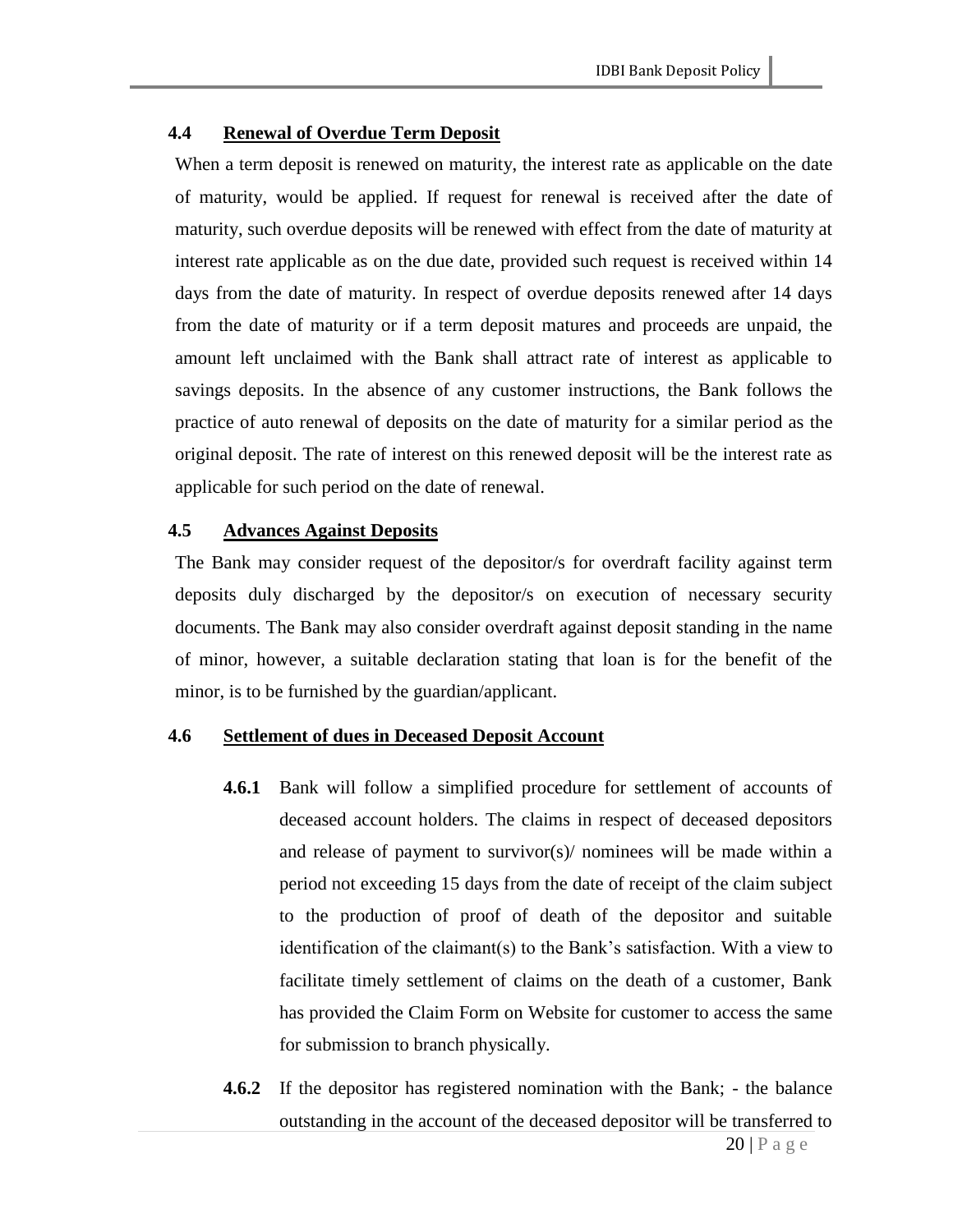### 4.4 Renewal of Overdue Term Deposit

When a term deposit is renewed on maturity, the interest rate as applicable on the date of maturity, would be applied. If request for renewal is received after the date of maturity, such overdue deposits will be renewed with effect from the date of maturity at interest rate applicable as on the due date, provided such request is received within 14 days from the date of maturity. In respect of overdue deposits renewed after 14 days from the date of maturity or if a term deposit matures and proceeds are unpaid, the amount left unclaimed with the Bank shall attract rate of interest as applicable to savings deposits. In the absence of any customer instructions, the Bank follows the practice of auto renewal of deposits on the date of maturity for a similar period as the original deposit. The rate of interest on this renewed deposit will be the interest rate as applicable for such period on the date of renewal.

### 4.5 Advances Against Deposits

The Bank may consider request of the depositor/s for overdraft facility against term deposits duly discharged by the depositor/s on execution of necessary security documents. The Bank may also consider overdraft against deposit standing in the name of minor, however, a suitable declaration stating that loan is for the benefit of the minor, is to be furnished by the guardian/applicant.

### 4.6 Settlement of dues in Deceased Deposit Account

**4.6.1** Bank will follow a simplified procedure for settlement of accounts of deceased account holders. The claims in respect of deceased depositors and release of payment to survivor(s)/ nominees will be made within a period not exceeding 15 days from the date of receipt of the claim subject to the production of proof of death of the depositor and suitable identification of the claimant(s) to the Bank's satisfaction. With a view to facilitate timely settlement of claims on the death of a customer, Bank has provided the Claim Form on Website for customer to access the same for submission to branch physically.

**4.6.2** If the depositor has registered nomination with the Bank; - the balance outstanding in the account of the deceased depositor will be transferred to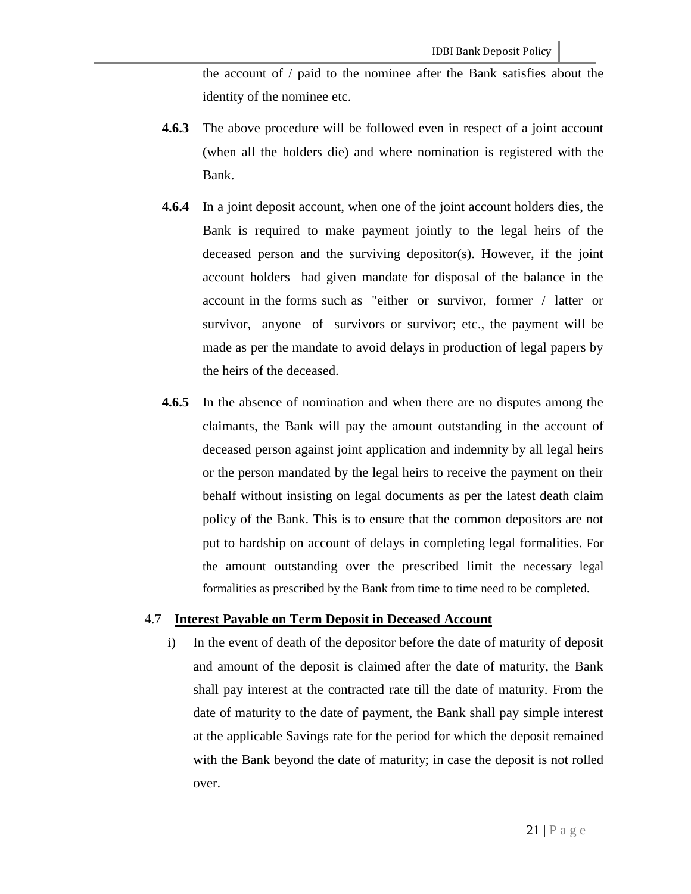the account of / paid to the nominee after the Bank satisfies about the identity of the nominee etc.

**4.6.3** The above procedure will be followed even in respect of a joint account (when all the holders die) and where nomination is registered with the Bank.

**4.6.4** In a joint deposit account, when one of the joint account holders dies, the Bank is required to make payment jointly to the legal heirs of the deceased person and the surviving depositor(s). However, if the joint account holders had given mandate for disposal of the balance in the account in the forms such as "either or survivor, former / latter or survivor, anyone of survivors or survivor; etc., the payment will be made as per the mandate to avoid delays in production of legal papers by the heirs of the deceased.

**4.6.5** In the absence of nomination and when there are no disputes among the claimants, the Bank will pay the amount outstanding in the account of deceased person against joint application and indemnity by all legal heirs or the person mandated by the legal heirs to receive the payment on their behalf without insisting on legal documents as per the latest death claim policy of the Bank. This is to ensure that the common depositors are not put to hardship on account of delays in completing legal formalities. For the amount outstanding over the prescribed limit the necessary legal formalities as prescribed by the Bank from time to time need to be completed.

### 4.7 Interest Payable on Term Deposit in Deceased Account

i) In the event of death of the depositor before the date of maturity of deposit and amount of the deposit is claimed after the date of maturity, the Bank shall pay interest at the contracted rate till the date of maturity. From the date of maturity to the date of payment, the Bank shall pay simple interest at the applicable Savings rate for the period for which the deposit remained with the Bank beyond the date of maturity; in case the deposit is not rolled over.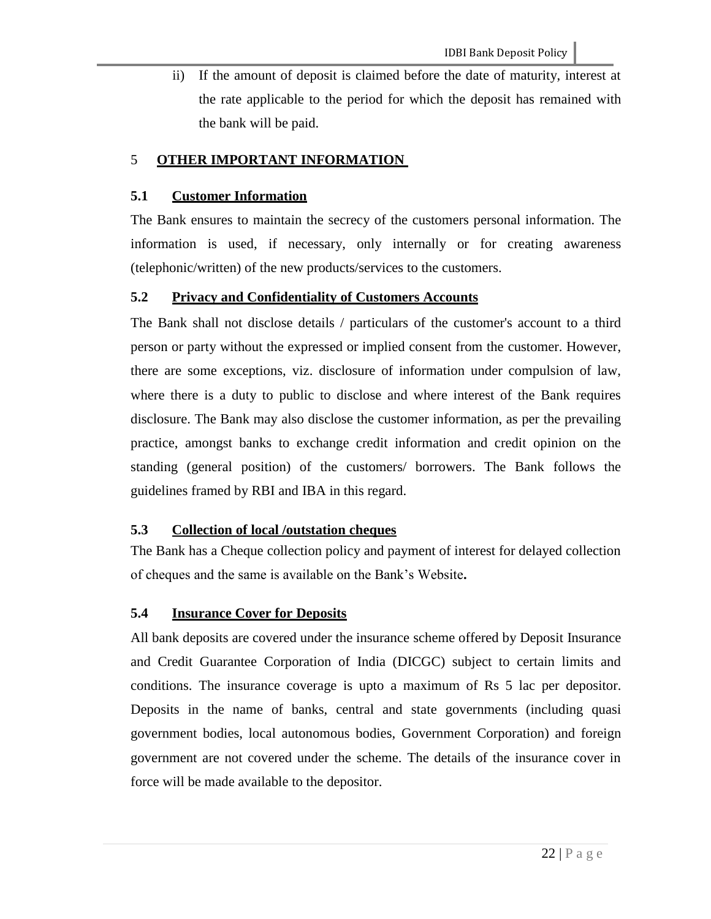ii) If the amount of deposit is claimed before the date of maturity, interest at the rate applicable to the period for which the deposit has remained with the bank will be paid.

## 5 OTHER IMPORTANT INFORMATION

### 5.1 Customer Information

The Bank ensures to maintain the secrecy of the customers personal information. The information is used, if necessary, only internally or for creating awareness (telephonic/written) of the new products/services to the customers.

### 5.2 Privacy and Confidentiality of Customers Accounts

The Bank shall not disclose details / particulars of the customer's account to a third person or party without the expressed or implied consent from the customer. However, there are some exceptions, viz. disclosure of information under compulsion of law, where there is a duty to public to disclose and where interest of the Bank requires disclosure. The Bank may also disclose the customer information, as per the prevailing practice, amongst banks to exchange credit information and credit opinion on the standing (general position) of the customers/ borrowers. The Bank follows the guidelines framed by RBI and IBA in this regard.

### 5.3 Collection of local /outstation cheques

The Bank has a Cheque collection policy and payment of interest for delayed collection of cheques and the same is available on the Bank's Website**.**

### 5.4 Insurance Cover for Deposits

All bank deposits are covered under the insurance scheme offered by Deposit Insurance and Credit Guarantee Corporation of India (DICGC) subject to certain limits and conditions. The insurance coverage is upto a maximum of Rs 5 lac per depositor. Deposits in the name of banks, central and state governments (including quasi government bodies, local autonomous bodies, Government Corporation) and foreign government are not covered under the scheme. The details of the insurance cover in force will be made available to the depositor.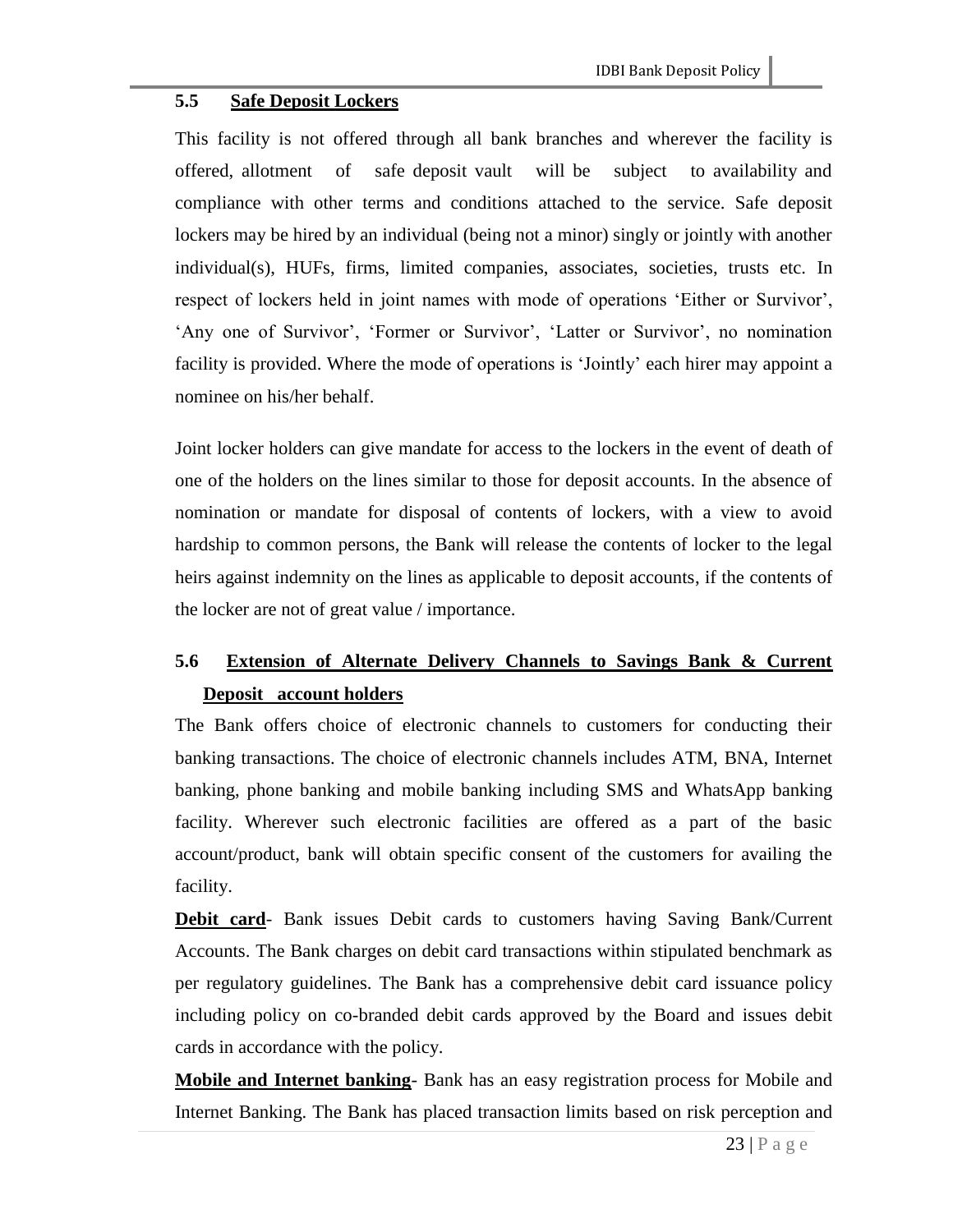### 5.5 Safe Deposit Lockers

This facility is not offered through all bank branches and wherever the facility is offered, allotment of safe deposit vault will be subject to availability and compliance with other terms and conditions attached to the service. Safe deposit lockers may be hired by an individual (being not a minor) singly or jointly with another individual(s), HUFs, firms, limited companies, associates, societies, trusts etc. In respect of lockers held in joint names with mode of operations 'Either or Survivor', 'Any one of Survivor', 'Former or Survivor', 'Latter or Survivor', no nomination facility is provided. Where the mode of operations is 'Jointly' each hirer may appoint a nominee on his/her behalf.

Joint locker holders can give mandate for access to the lockers in the event of death of one of the holders on the lines similar to those for deposit accounts. In the absence of nomination or mandate for disposal of contents of lockers, with a view to avoid hardship to common persons, the Bank will release the contents of locker to the legal heirs against indemnity on the lines as applicable to deposit accounts, if the contents of the locker are not of great value / importance.

### 5.6 Extension of Alternate Delivery Channels to Savings Bank & Current Deposit account holders

The Bank offers choice of electronic channels to customers for conducting their banking transactions. The choice of electronic channels includes ATM, BNA, Internet banking, phone banking and mobile banking including SMS and WhatsApp banking facility. Wherever such electronic facilities are offered as a part of the basic account/product, bank will obtain specific consent of the customers for availing the facility.

**Debit card**- Bank issues Debit cards to customers having Saving Bank/Current Accounts. The Bank charges on debit card transactions within stipulated benchmark as per regulatory guidelines. The Bank has a comprehensive debit card issuance policy including policy on co-branded debit cards approved by the Board and issues debit cards in accordance with the policy.

**Mobile and Internet banking**- Bank has an easy registration process for Mobile and Internet Banking. The Bank has placed transaction limits based on risk perception and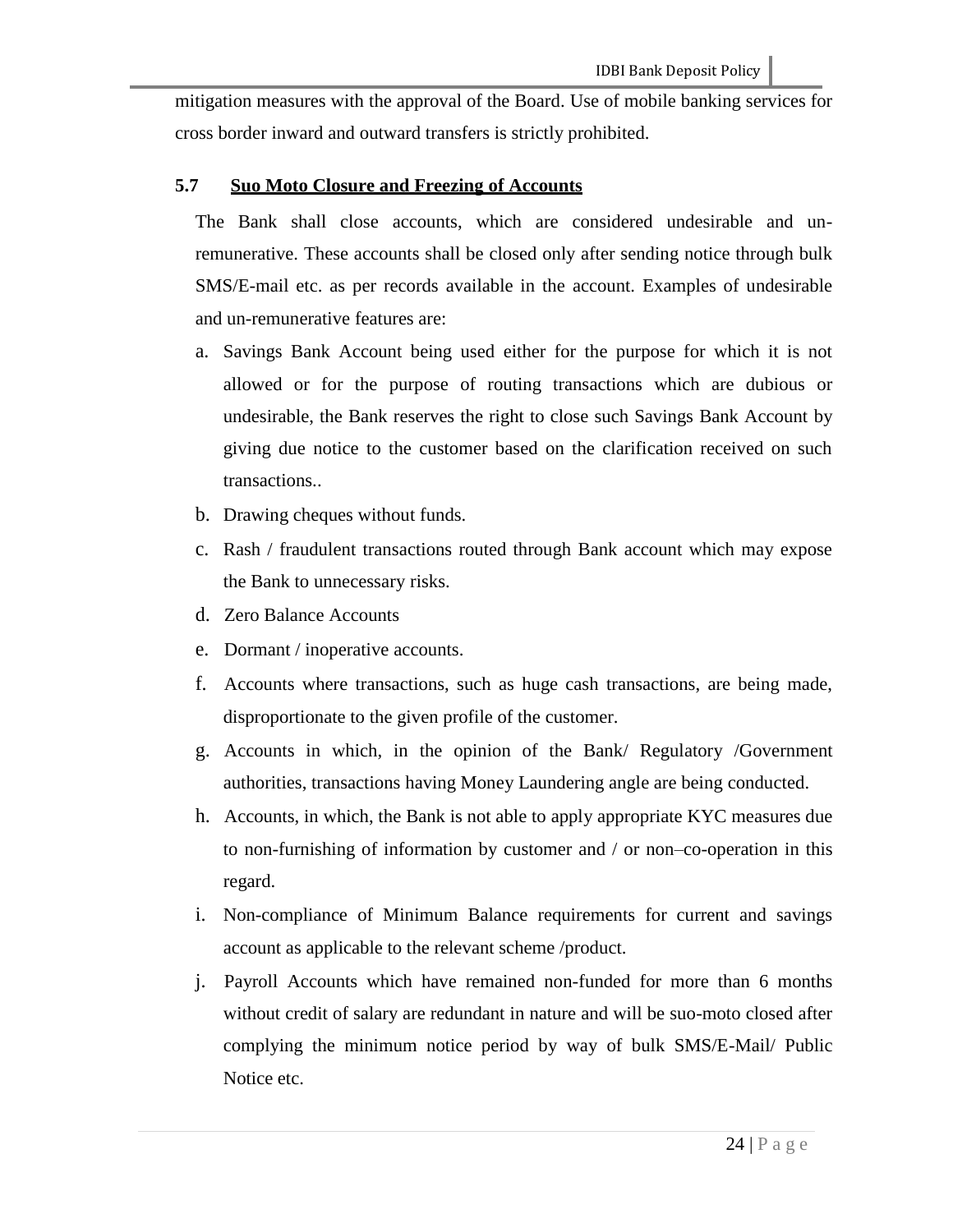mitigation measures with the approval of the Board. Use of mobile banking services for cross border inward and outward transfers is strictly prohibited.

### 5.7 Suo Moto Closure and Freezing of Accounts

The Bank shall close accounts, which are considered undesirable and un-remunerative. These accounts shall be closed only after sending notice through bulk SMS/E-mail etc. as per records available in the account. Examples of undesirable and un-remunerative features are:

a. Savings Bank Account being used either for the purpose for which it is not allowed or for the purpose of routing transactions which are dubious or undesirable, the Bank reserves the right to close such Savings Bank Account by giving due notice to the customer based on the clarification received on such transactions..

b. Drawing cheques without funds.

c. Rash / fraudulent transactions routed through Bank account which may expose the Bank to unnecessary risks.

d. Zero Balance Accounts

e. Dormant / inoperative accounts.

f. Accounts where transactions, such as huge cash transactions, are being made, disproportionate to the given profile of the customer.

g. Accounts in which, in the opinion of the Bank/ Regulatory /Government authorities, transactions having Money Laundering angle are being conducted.

h. Accounts, in which, the Bank is not able to apply appropriate KYC measures due to non-furnishing of information by customer and / or non–co-operation in this regard.

i. Non-compliance of Minimum Balance requirements for current and savings account as applicable to the relevant scheme /product.

j. Payroll Accounts which have remained non-funded for more than 6 months without credit of salary are redundant in nature and will be suo-moto closed after complying the minimum notice period by way of bulk SMS/E-Mail/ Public Notice etc.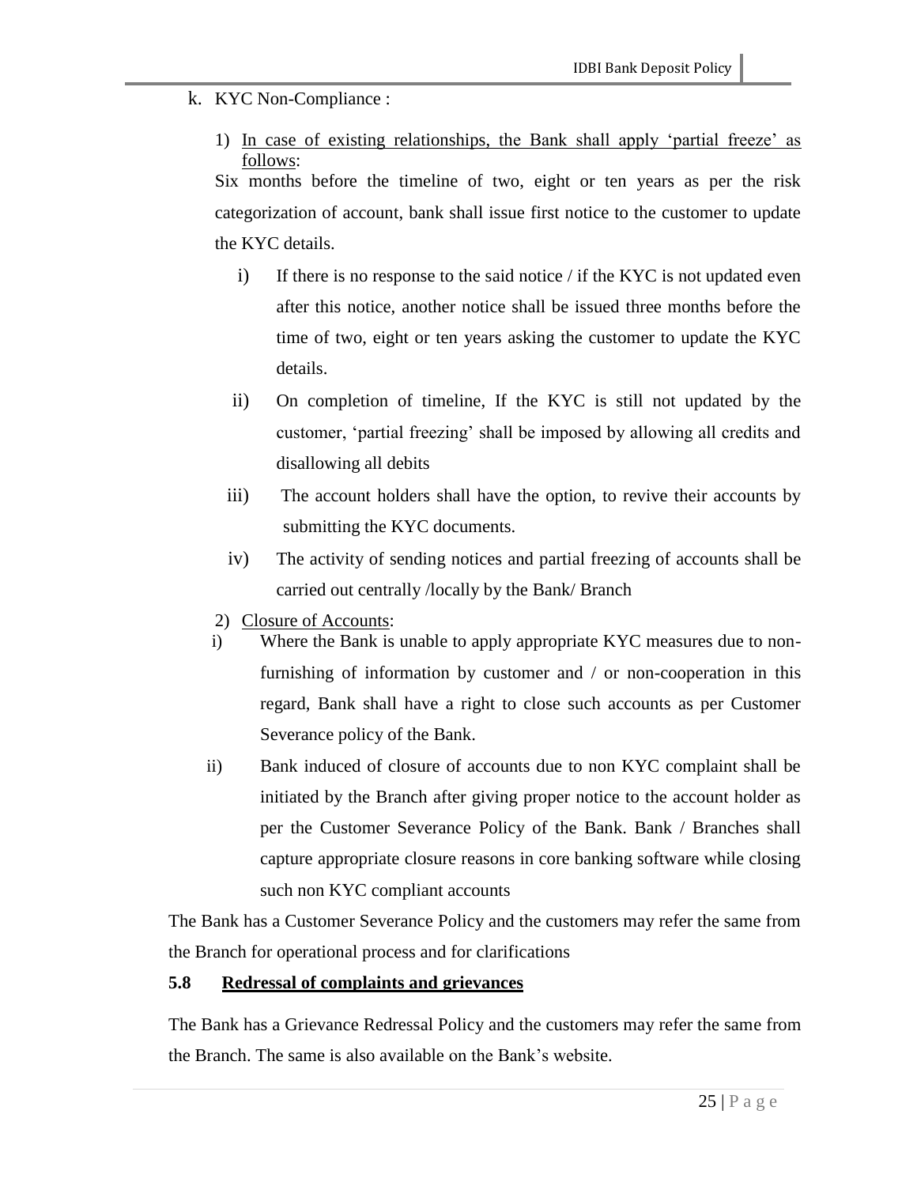k. KYC Non-Compliance :

1) <u>In case of existing relationships, the Bank shall apply 'partial freeze' as follows</u>:

Six months before the timeline of two, eight or ten years as per the risk categorization of account, bank shall issue first notice to the customer to update the KYC details.

i) If there is no response to the said notice / if the KYC is not updated even after this notice, another notice shall be issued three months before the time of two, eight or ten years asking the customer to update the KYC details.

ii) On completion of timeline, If the KYC is still not updated by the customer, 'partial freezing' shall be imposed by allowing all credits and disallowing all debits

iii) The account holders shall have the option, to revive their accounts by submitting the KYC documents.

iv) The activity of sending notices and partial freezing of accounts shall be carried out centrally /locally by the Bank/ Branch

2) <u>Closure of Accounts</u>:

i) Where the Bank is unable to apply appropriate KYC measures due to non-furnishing of information by customer and / or non-cooperation in this regard, Bank shall have a right to close such accounts as per Customer Severance policy of the Bank.

ii) Bank induced of closure of accounts due to non KYC complaint shall be initiated by the Branch after giving proper notice to the account holder as per the Customer Severance Policy of the Bank. Bank / Branches shall capture appropriate closure reasons in core banking software while closing such non KYC compliant accounts

The Bank has a Customer Severance Policy and the customers may refer the same from the Branch for operational process and for clarifications

### 5.8 <u>Redressal of complaints and grievances</u>

The Bank has a Grievance Redressal Policy and the customers may refer the same from the Branch. The same is also available on the Bank's website.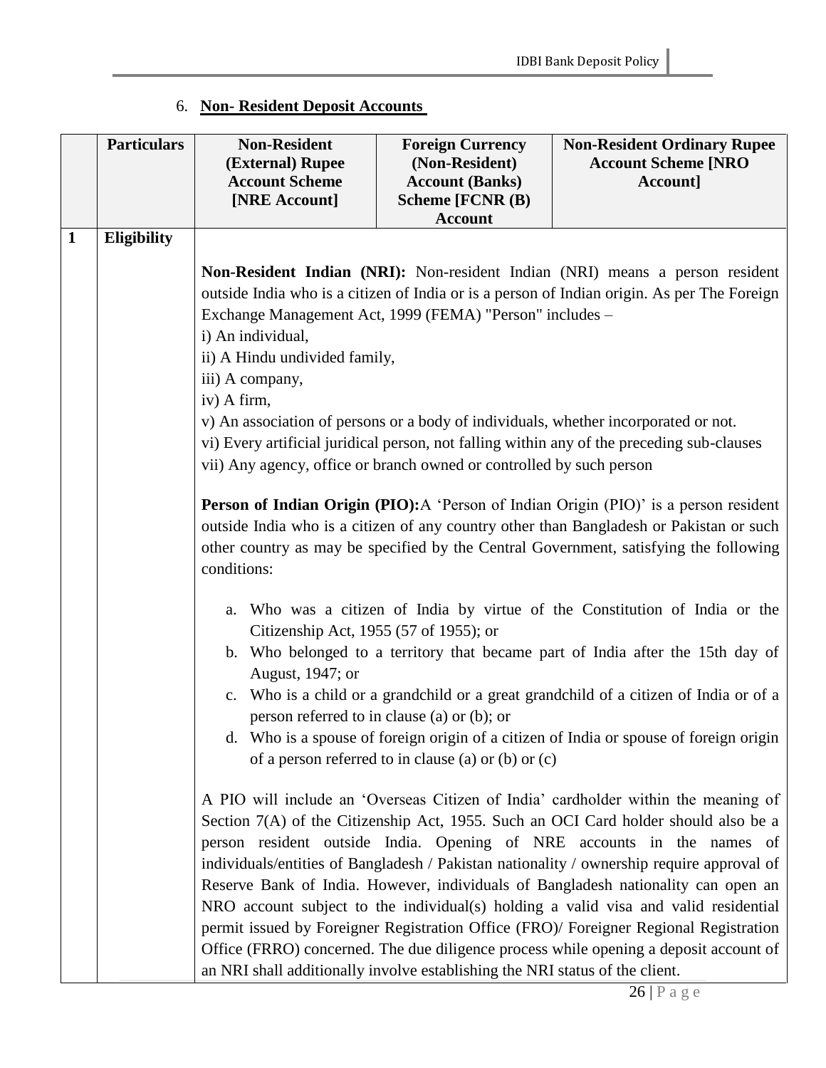## 6. Non- Resident Deposit Accounts

| | Particulars | Non-Resident (External) Rupee Account Scheme [NRE Account] | Foreign Currency (Non-Resident) Account (Banks) Scheme [FCNR (B) Account | Non-Resident Ordinary Rupee Account Scheme [NRO Account] |
|---|---|---|---|---|
| 1 | Eligibility | **Non-Resident Indian (NRI):** Non-resident Indian (NRI) means a person resident outside India who is a citizen of India or is a person of Indian origin. As per The Foreign Exchange Management Act, 1999 (FEMA) "Person" includes –<br>i) An individual,<br>ii) A Hindu undivided family,<br>iii) A company,<br>iv) A firm,<br>v) An association of persons or a body of individuals, whether incorporated or not.<br>vi) Every artificial juridical person, not falling within any of the preceding sub-clauses<br>vii) Any agency, office or branch owned or controlled by such person<br><br>**Person of Indian Origin (PIO):**A 'Person of Indian Origin (PIO)' is a person resident outside India who is a citizen of any country other than Bangladesh or Pakistan or such other country as may be specified by the Central Government, satisfying the following conditions:<br><br>a. Who was a citizen of India by virtue of the Constitution of India or the Citizenship Act, 1955 (57 of 1955); or<br>b. Who belonged to a territory that became part of India after the 15th day of August, 1947; or<br>c. Who is a child or a grandchild or a great grandchild of a citizen of India or of a person referred to in clause (a) or (b); or<br>d. Who is a spouse of foreign origin of a citizen of India or spouse of foreign origin of a person referred to in clause (a) or (b) or (c)<br><br>A PIO will include an 'Overseas Citizen of India' cardholder within the meaning of Section 7(A) of the Citizenship Act, 1955. Such an OCI Card holder should also be a person resident outside India. Opening of NRE accounts in the names of individuals/entities of Bangladesh / Pakistan nationality / ownership require approval of Reserve Bank of India. However, individuals of Bangladesh nationality can open an NRO account subject to the individual(s) holding a valid visa and valid residential permit issued by Foreigner Registration Office (FRO)/ Foreigner Regional Registration Office (FRRO) concerned. The due diligence process while opening a deposit account of an NRI shall additionally involve establishing the NRI status of the client. | | |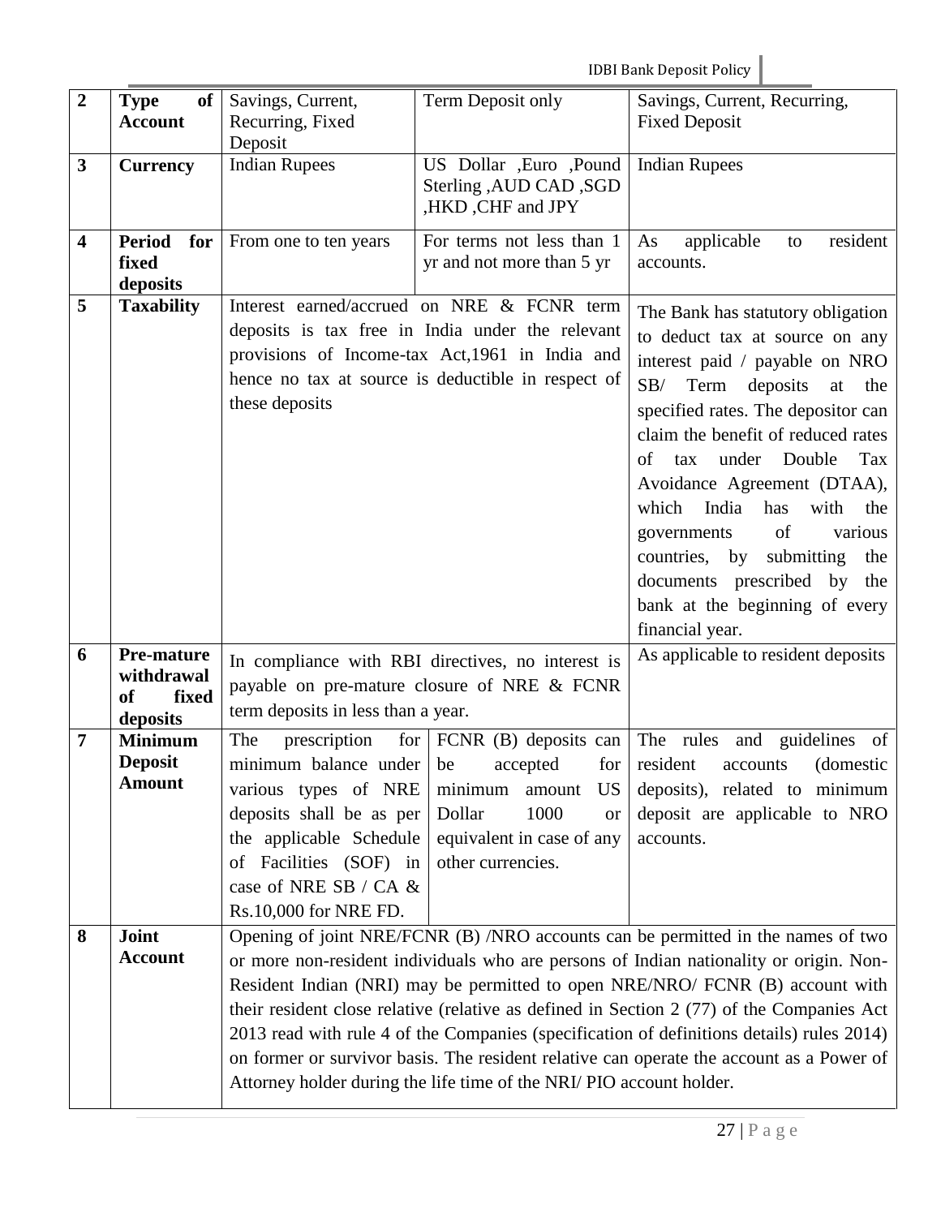| 2 | **Type of Account** | Savings, Current, Recurring, Fixed Deposit | Term Deposit only | Savings, Current, Recurring, Fixed Deposit |
|---|---|---|---|---|
| 3 | **Currency** | Indian Rupees | US Dollar ,Euro ,Pound Sterling ,AUD CAD ,SGD ,HKD ,CHF and JPY | Indian Rupees |
| 4 | **Period for fixed deposits** | From one to ten years | For terms not less than 1 yr and not more than 5 yr | As applicable to resident accounts. |
| 5 | **Taxability** | Interest earned/accrued on NRE & FCNR term deposits is tax free in India under the relevant provisions of Income-tax Act,1961 in India and hence no tax at source is deductible in respect of these deposits | | The Bank has statutory obligation to deduct tax at source on any interest paid / payable on NRO SB/ Term deposits at the specified rates. The depositor can claim the benefit of reduced rates of tax under Double Tax Avoidance Agreement (DTAA), which India has with the governments of various countries, by submitting the documents prescribed by the bank at the beginning of every financial year. |
| 6 | **Pre-mature withdrawal of fixed deposits** | In compliance with RBI directives, no interest is payable on pre-mature closure of NRE & FCNR term deposits in less than a year. | | As applicable to resident deposits |
| 7 | **Minimum Deposit Amount** | The prescription for minimum balance under various types of NRE deposits shall be as per the applicable Schedule of Facilities (SOF) in case of NRE SB / CA & Rs.10,000 for NRE FD. | FCNR (B) deposits can be accepted for minimum amount US Dollar 1000 or equivalent in case of any other currencies. | The rules and guidelines of resident accounts (domestic deposits), related to minimum deposit are applicable to NRO accounts. |
| 8 | **Joint Account** | Opening of joint NRE/FCNR (B) /NRO accounts can be permitted in the names of two or more non-resident individuals who are persons of Indian nationality or origin. Non-Resident Indian (NRI) may be permitted to open NRE/NRO/ FCNR (B) account with their resident close relative (relative as defined in Section 2 (77) of the Companies Act 2013 read with rule 4 of the Companies (specification of definitions details) rules 2014) on former or survivor basis. The resident relative can operate the account as a Power of Attorney holder during the life time of the NRI/ PIO account holder. | | |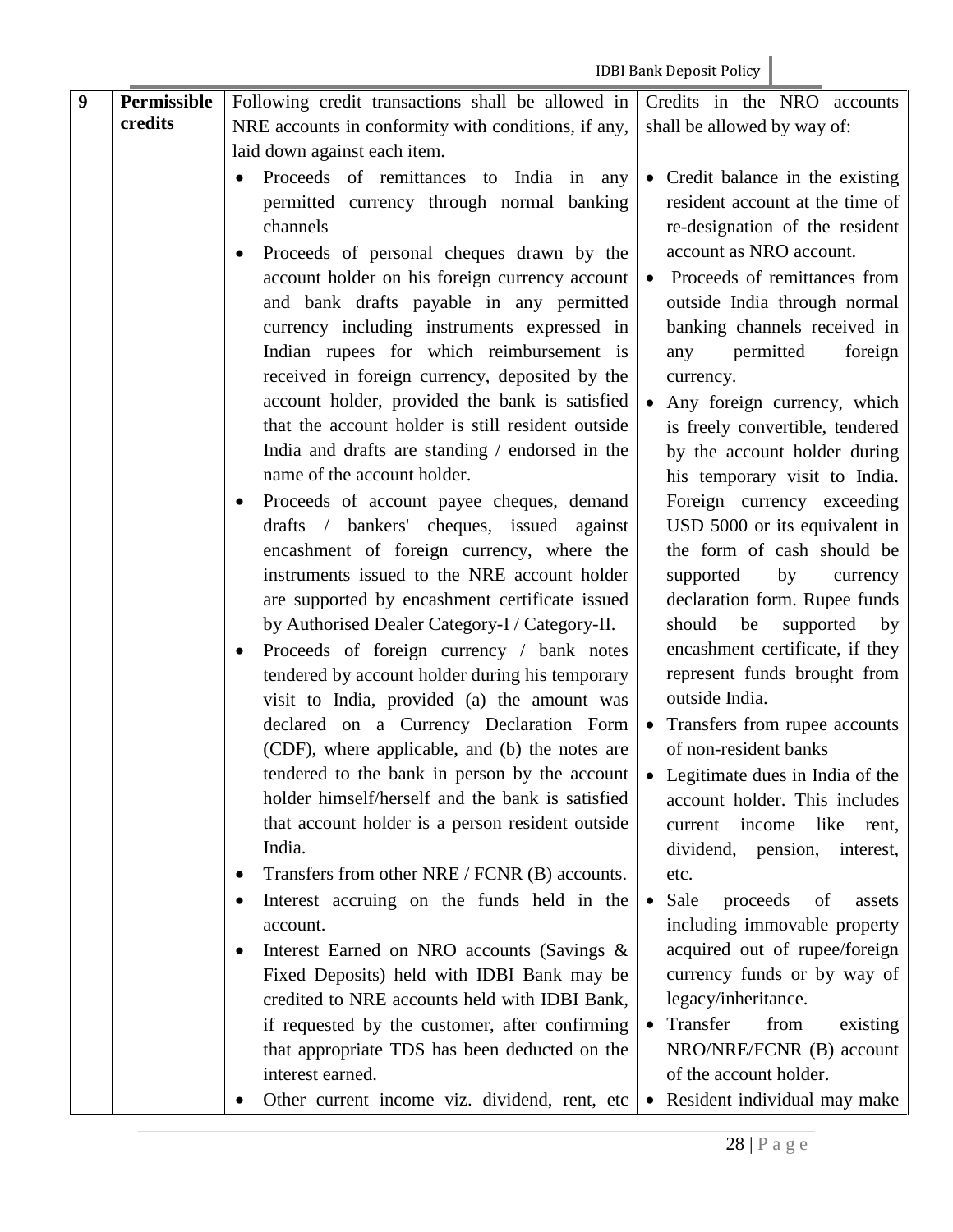| 9 | Permissible credits | Following credit transactions shall be allowed in NRE accounts in conformity with conditions, if any, laid down against each item.<br>• Proceeds of remittances to India in any permitted currency through normal banking channels<br>• Proceeds of personal cheques drawn by the account holder on his foreign currency account and bank drafts payable in any permitted currency including instruments expressed in Indian rupees for which reimbursement is received in foreign currency, deposited by the account holder, provided the bank is satisfied that the account holder is still resident outside India and drafts are standing / endorsed in the name of the account holder.<br>• Proceeds of account payee cheques, demand drafts / bankers' cheques, issued against encashment of foreign currency, where the instruments issued to the NRE account holder are supported by encashment certificate issued by Authorised Dealer Category-I / Category-II.<br>• Proceeds of foreign currency / bank notes tendered by account holder during his temporary visit to India, provided (a) the amount was declared on a Currency Declaration Form (CDF), where applicable, and (b) the notes are tendered to the bank in person by the account holder himself/herself and the bank is satisfied that account holder is a person resident outside India.<br>• Transfers from other NRE / FCNR (B) accounts.<br>• Interest accruing on the funds held in the account.<br>• Interest Earned on NRO accounts (Savings & Fixed Deposits) held with IDBI Bank may be credited to NRE accounts held with IDBI Bank, if requested by the customer, after confirming that appropriate TDS has been deducted on the interest earned.<br>• Other current income viz. dividend, rent, etc | Credits in the NRO accounts shall be allowed by way of:<br>• Credit balance in the existing resident account at the time of re-designation of the resident account as NRO account.<br>• Proceeds of remittances from outside India through normal banking channels received in any permitted foreign currency.<br>• Any foreign currency, which is freely convertible, tendered by the account holder during his temporary visit to India. Foreign currency exceeding USD 5000 or its equivalent in the form of cash should be supported by currency declaration form. Rupee funds should be supported by encashment certificate, if they represent funds brought from outside India.<br>• Transfers from rupee accounts of non-resident banks<br>• Legitimate dues in India of the account holder. This includes current income like rent, dividend, pension, interest, etc.<br>• Sale proceeds of assets including immovable property acquired out of rupee/foreign currency funds or by way of legacy/inheritance.<br>• Transfer from existing NRO/NRE/FCNR (B) account of the account holder.<br>• Resident individual may make |
|---|---|---|---|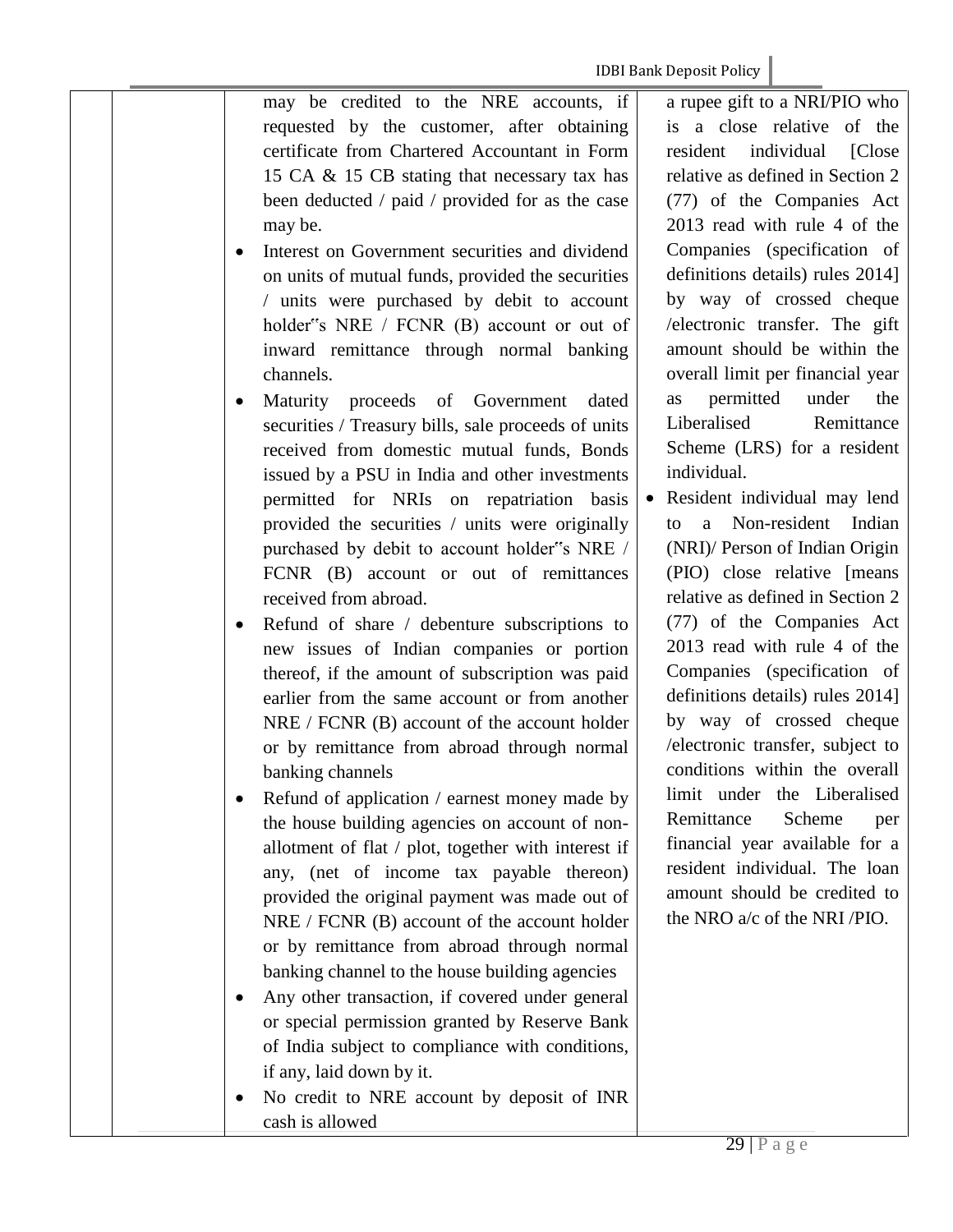| | | | |
|---|---|---|---|
| | | may be credited to the NRE accounts, if requested by the customer, after obtaining certificate from Chartered Accountant in Form 15 CA & 15 CB stating that necessary tax has been deducted / paid / provided for as the case may be.<br>• Interest on Government securities and dividend on units of mutual funds, provided the securities / units were purchased by debit to account holder"s NRE / FCNR (B) account or out of inward remittance through normal banking channels.<br>• Maturity proceeds of Government dated securities / Treasury bills, sale proceeds of units received from domestic mutual funds, Bonds issued by a PSU in India and other investments permitted for NRIs on repatriation basis provided the securities / units were originally purchased by debit to account holder"s NRE / FCNR (B) account or out of remittances received from abroad.<br>• Refund of share / debenture subscriptions to new issues of Indian companies or portion thereof, if the amount of subscription was paid earlier from the same account or from another NRE / FCNR (B) account of the account holder or by remittance from abroad through normal banking channels<br>• Refund of application / earnest money made by the house building agencies on account of non-allotment of flat / plot, together with interest if any, (net of income tax payable thereon) provided the original payment was made out of NRE / FCNR (B) account of the account holder or by remittance from abroad through normal banking channel to the house building agencies<br>• Any other transaction, if covered under general or special permission granted by Reserve Bank of India subject to compliance with conditions, if any, laid down by it.<br>• No credit to NRE account by deposit of INR cash is allowed | a rupee gift to a NRI/PIO who is a close relative of the resident individual [Close relative as defined in Section 2 (77) of the Companies Act 2013 read with rule 4 of the Companies (specification of definitions details) rules 2014] by way of crossed cheque /electronic transfer. The gift amount should be within the overall limit per financial year as permitted under the Liberalised Remittance Scheme (LRS) for a resident individual.<br>• Resident individual may lend to a Non-resident Indian (NRI)/ Person of Indian Origin (PIO) close relative [means relative as defined in Section 2 (77) of the Companies Act 2013 read with rule 4 of the Companies (specification of definitions details) rules 2014] by way of crossed cheque /electronic transfer, subject to conditions within the overall limit under the Liberalised Remittance Scheme per financial year available for a resident individual. The loan amount should be credited to the NRO a/c of the NRI /PIO. |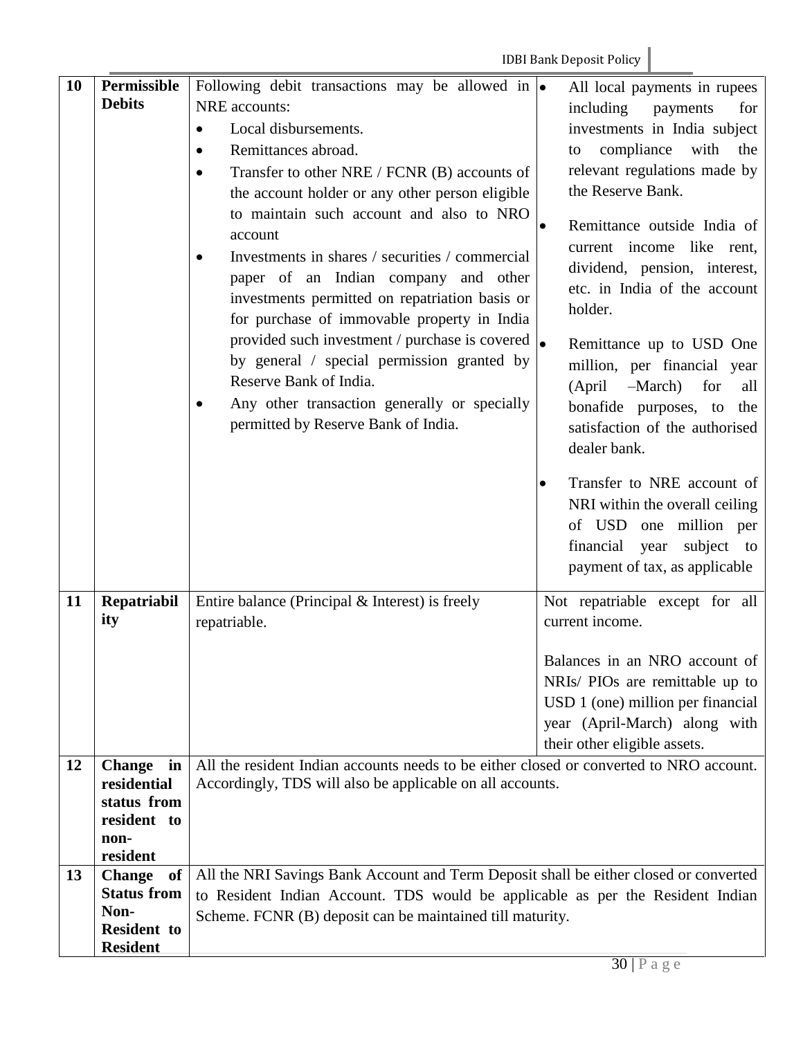| 10 | **Permissible Debits** | Following debit transactions may be allowed in NRE accounts:<br>• Local disbursements.<br>• Remittances abroad.<br>• Transfer to other NRE / FCNR (B) accounts of the account holder or any other person eligible to maintain such account and also to NRO account<br>• Investments in shares / securities / commercial paper of an Indian company and other investments permitted on repatriation basis or for purchase of immovable property in India provided such investment / purchase is covered by general / special permission granted by Reserve Bank of India.<br>• Any other transaction generally or specially permitted by Reserve Bank of India. | • All local payments in rupees including payments for investments in India subject to compliance with the relevant regulations made by the Reserve Bank.<br>• Remittance outside India of current income like rent, dividend, pension, interest, etc. in India of the account holder.<br>• Remittance up to USD One million, per financial year (April –March) for all bonafide purposes, to the satisfaction of the authorised dealer bank.<br>• Transfer to NRE account of NRI within the overall ceiling of USD one million per financial year subject to payment of tax, as applicable |
|---|---|---|---|
| 11 | **Repatriability** | Entire balance (Principal & Interest) is freely repatriable. | Not repatriable except for all current income.<br><br>Balances in an NRO account of NRIs/ PIOs are remittable up to USD 1 (one) million per financial year (April-March) along with their other eligible assets. |
| 12 | **Change in residential status from resident to non-resident** | All the resident Indian accounts needs to be either closed or converted to NRO account. Accordingly, TDS will also be applicable on all accounts. | |
| 13 | **Change of Status from Non-Resident to Resident** | All the NRI Savings Bank Account and Term Deposit shall be either closed or converted to Resident Indian Account. TDS would be applicable as per the Resident Indian Scheme. FCNR (B) deposit can be maintained till maturity. | |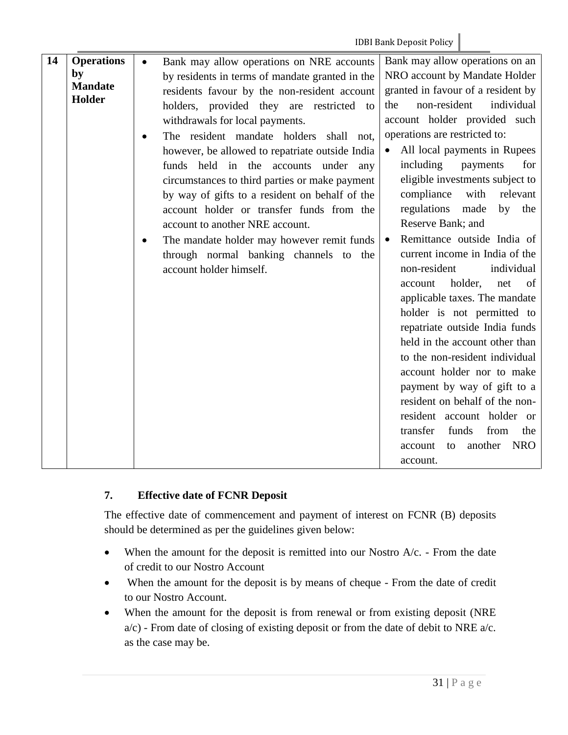| 14 | **Operations by Mandate Holder** | • Bank may allow operations on NRE accounts by residents in terms of mandate granted in the residents favour by the non-resident account holders, provided they are restricted to withdrawals for local payments.<br>• The resident mandate holders shall not, however, be allowed to repatriate outside India funds held in the accounts under any circumstances to third parties or make payment by way of gifts to a resident on behalf of the account holder or transfer funds from the account to another NRE account.<br>• The mandate holder may however remit funds through normal banking channels to the account holder himself. | Bank may allow operations on an NRO account by Mandate Holder granted in favour of a resident by the non-resident individual account holder provided such operations are restricted to:<br>• All local payments in Rupees including payments for eligible investments subject to compliance with relevant regulations made by the Reserve Bank; and<br>• Remittance outside India of current income in India of the non-resident individual account holder, net of applicable taxes. The mandate holder is not permitted to repatriate outside India funds held in the account other than to the non-resident individual account holder nor to make payment by way of gift to a resident on behalf of the non-resident account holder or transfer funds from the account to another NRO account. |
|---|---|---|---|

### 7. Effective date of FCNR Deposit

The effective date of commencement and payment of interest on FCNR (B) deposits should be determined as per the guidelines given below:

- When the amount for the deposit is remitted into our Nostro A/c. - From the date of credit to our Nostro Account
- When the amount for the deposit is by means of cheque - From the date of credit to our Nostro Account.
- When the amount for the deposit is from renewal or from existing deposit (NRE a/c) - From date of closing of existing deposit or from the date of debit to NRE a/c. as the case may be.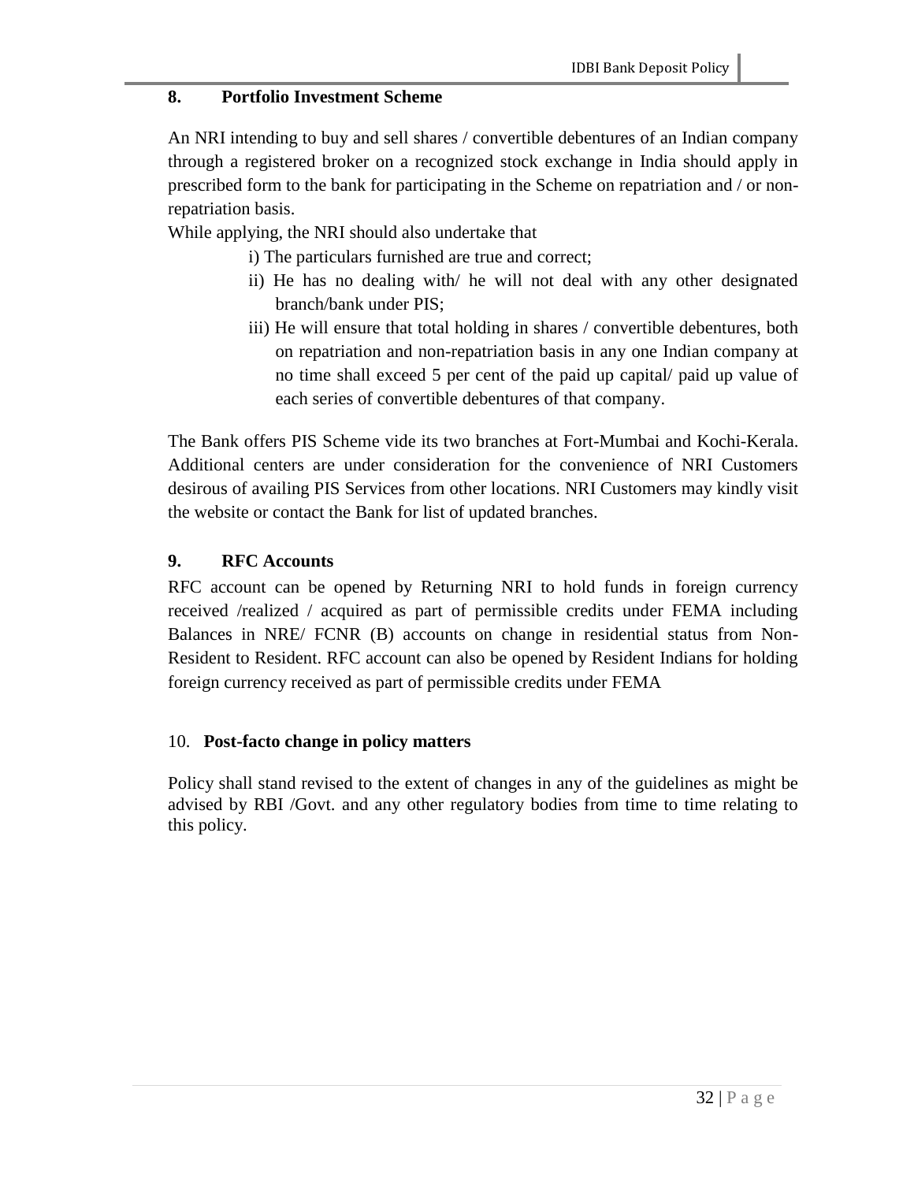## 8. Portfolio Investment Scheme

An NRI intending to buy and sell shares / convertible debentures of an Indian company through a registered broker on a recognized stock exchange in India should apply in prescribed form to the bank for participating in the Scheme on repatriation and / or non-repatriation basis.

While applying, the NRI should also undertake that

i) The particulars furnished are true and correct;

ii) He has no dealing with/ he will not deal with any other designated branch/bank under PIS;

iii) He will ensure that total holding in shares / convertible debentures, both on repatriation and non-repatriation basis in any one Indian company at no time shall exceed 5 per cent of the paid up capital/ paid up value of each series of convertible debentures of that company.

The Bank offers PIS Scheme vide its two branches at Fort-Mumbai and Kochi-Kerala. Additional centers are under consideration for the convenience of NRI Customers desirous of availing PIS Services from other locations. NRI Customers may kindly visit the website or contact the Bank for list of updated branches.

## 9. RFC Accounts

RFC account can be opened by Returning NRI to hold funds in foreign currency received /realized / acquired as part of permissible credits under FEMA including Balances in NRE/ FCNR (B) accounts on change in residential status from Non-Resident to Resident. RFC account can also be opened by Resident Indians for holding foreign currency received as part of permissible credits under FEMA

## 10. Post-facto change in policy matters

Policy shall stand revised to the extent of changes in any of the guidelines as might be advised by RBI /Govt. and any other regulatory bodies from time to time relating to this policy.